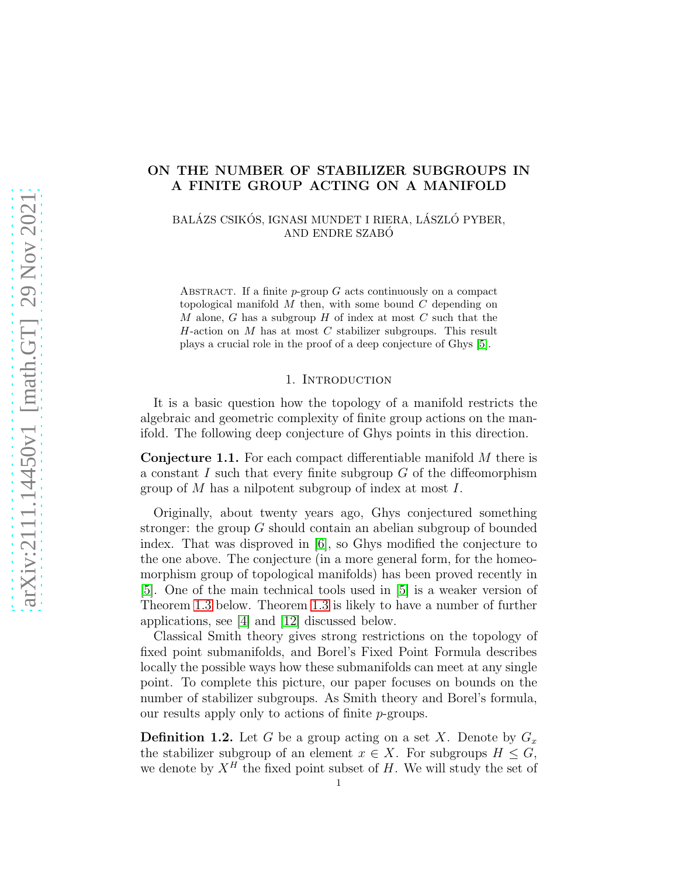# ON THE NUMBER OF STABILIZER SUBGROUPS IN A FINITE GROUP ACTING ON A MANIFOLD

BALÁZS CSIKÓS, IGNASI MUNDET I RIERA, LÁSZLÓ PYBER, AND ENDRE SZABÓ

Abstract. If a finite $p$-group $G$ acts continuously on a compact topological manifold $M$ then, with some bound $C$ depending on $M$ alone, $G$ has a subgroup $H$ of index at most $C$ such that the $H$-action on $M$ has at most $C$ stabilizer subgroups. This result plays a crucial role in the proof of a deep conjecture of Ghys [5].

## 1. Introduction

It is a basic question how the topology of a manifold restricts the algebraic and geometric complexity of finite group actions on the manifold. The following deep conjecture of Ghys points in this direction.

**Conjecture 1.1.** For each compact differentiable manifold $M$ there is a constant $I$ such that every finite subgroup $G$ of the diffeomorphism group of $M$ has a nilpotent subgroup of index at most $I$.

Originally, about twenty years ago, Ghys conjectured something stronger: the group $G$ should contain an abelian subgroup of bounded index. That was disproved in [6], so Ghys modified the conjecture to the one above. The conjecture (in a more general form, for the homeomorphism group of topological manifolds) has been proved recently in [5]. One of the main technical tools used in [5] is a weaker version of Theorem 1.3 below. Theorem 1.3 is likely to have a number of further applications, see [4] and [12] discussed below.

Classical Smith theory gives strong restrictions on the topology of fixed point submanifolds, and Borel's Fixed Point Formula describes locally the possible ways how these submanifolds can meet at any single point. To complete this picture, our paper focuses on bounds on the number of stabilizer subgroups. As Smith theory and Borel's formula, our results apply only to actions of finite $p$-groups.

**Definition 1.2.** Let $G$ be a group acting on a set $X$. Denote by $G_x$ the stabilizer subgroup of an element $x \in X$. For subgroups $H \leq G$, we denote by $X^H$ the fixed point subset of $H$. We will study the set of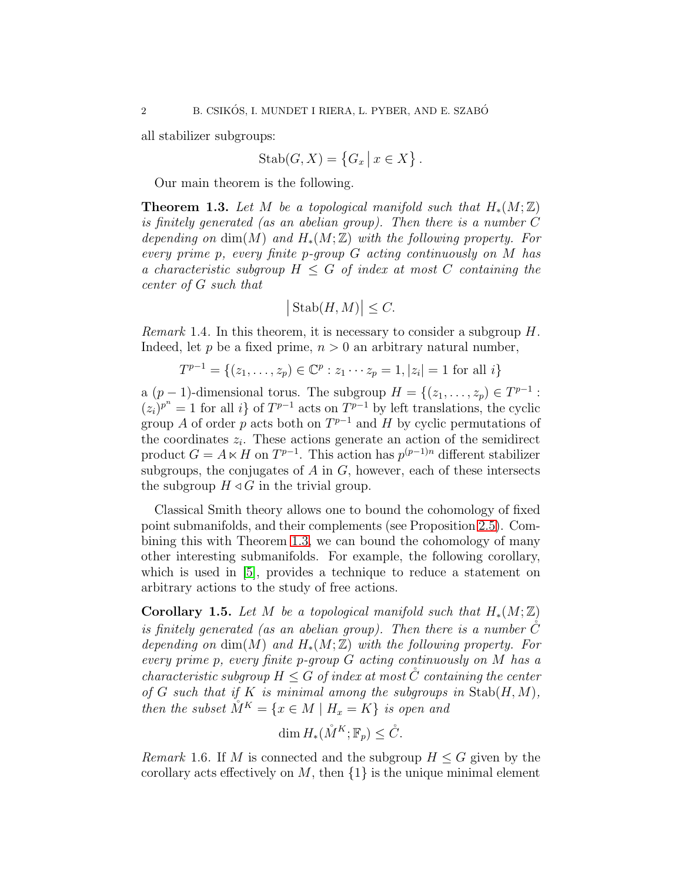all stabilizer subgroups:

$$\mathrm{Stab}(G, X) = \left\{ G_x \,\middle|\, x \in X \right\}.$$

Our main theorem is the following.

**Theorem 1.3.** *Let $M$ be a topological manifold such that $H_*(M;\mathbb{Z})$ is finitely generated (as an abelian group). Then there is a number $C$ depending on $\dim(M)$ and $H_*(M;\mathbb{Z})$ with the following property. For every prime $p$, every finite $p$-group $G$ acting continuously on $M$ has a characteristic subgroup $H \leq G$ of index at most $C$ containing the center of $G$ such that*

$$\left| \mathrm{Stab}(H, M) \right| \leq C.$$

*Remark* 1.4. In this theorem, it is necessary to consider a subgroup $H$. Indeed, let $p$ be a fixed prime, $n > 0$ an arbitrary natural number,

$$T^{p-1} = \{(z_1, \ldots, z_p) \in \mathbb{C}^p : z_1 \cdots z_p = 1, |z_i| = 1 \text{ for all } i\}$$

a $(p-1)$-dimensional torus. The subgroup $H = \{(z_1, \ldots, z_p) \in T^{p-1} : (z_i)^{p^n} = 1 \text{ for all } i\}$ of $T^{p-1}$ acts on $T^{p-1}$ by left translations, the cyclic group $A$ of order $p$ acts both on $T^{p-1}$ and $H$ by cyclic permutations of the coordinates $z_i$. These actions generate an action of the semidirect product $G = A \ltimes H$ on $T^{p-1}$. This action has $p^{(p-1)n}$ different stabilizer subgroups, the conjugates of $A$ in $G$, however, each of these intersects the subgroup $H \triangleleft G$ in the trivial group.

Classical Smith theory allows one to bound the cohomology of fixed point submanifolds, and their complements (see Proposition 2.5). Combining this with Theorem 1.3, we can bound the cohomology of many other interesting submanifolds. For example, the following corollary, which is used in [5], provides a technique to reduce a statement on arbitrary actions to the study of free actions.

**Corollary 1.5.** *Let $M$ be a topological manifold such that $H_*(M;\mathbb{Z})$ is finitely generated (as an abelian group). Then there is a number $\mathring{C}$ depending on $\dim(M)$ and $H_*(M;\mathbb{Z})$ with the following property. For every prime $p$, every finite $p$-group $G$ acting continuously on $M$ has a characteristic subgroup $H \leq G$ of index at most $\mathring{C}$ containing the center of $G$ such that if $K$ is minimal among the subgroups in $\mathrm{Stab}(H, M)$, then the subset $\mathring{M}^K = \{x \in M \mid H_x = K\}$ is open and*

$$\dim H_*(\mathring{M}^K; \mathbb{F}_p) \leq \mathring{C}.$$

*Remark* 1.6. If $M$ is connected and the subgroup $H \leq G$ given by the corollary acts effectively on $M$, then $\{1\}$ is the unique minimal element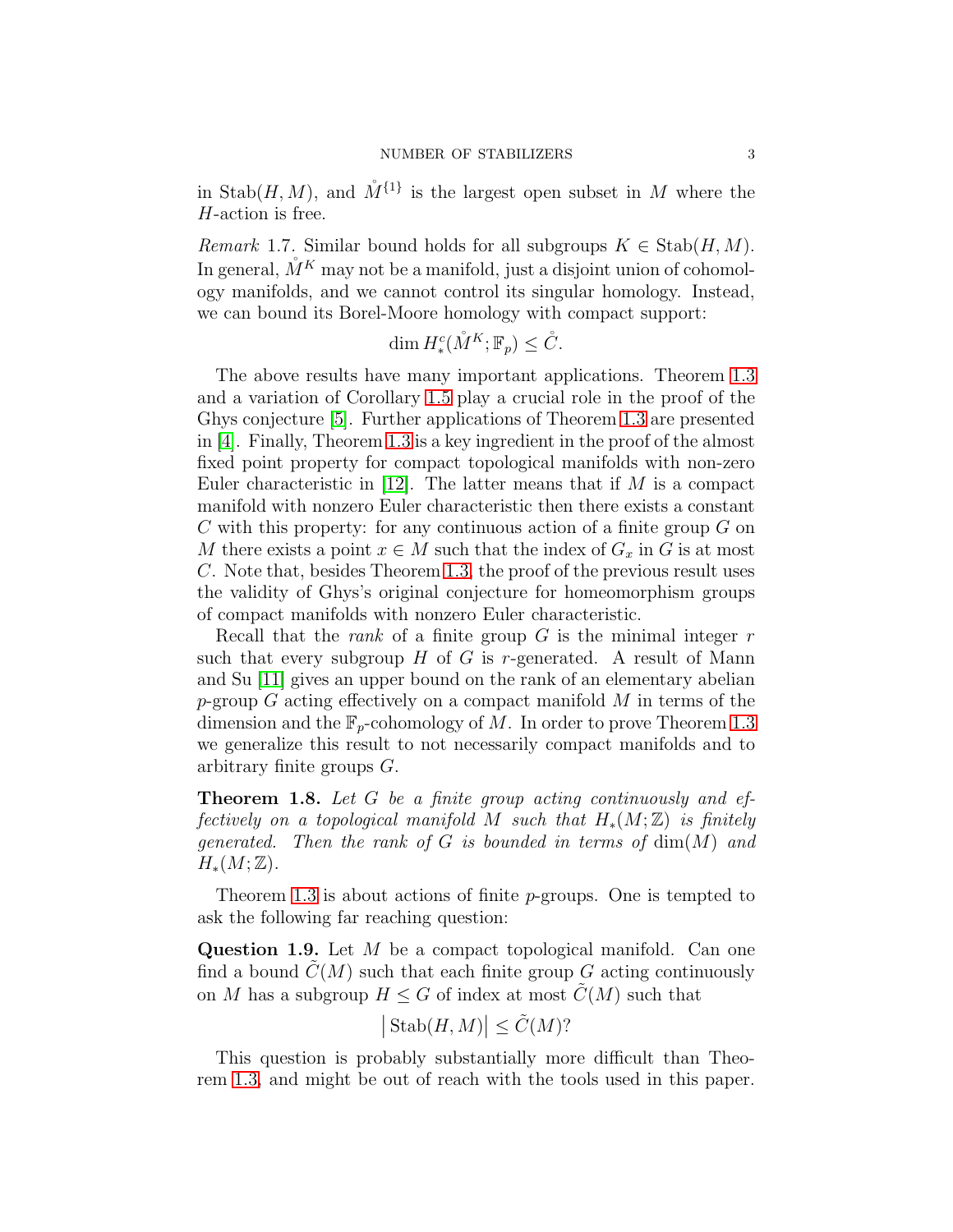in $\operatorname{Stab}(H, M)$, and $\mathring{M}^{\{1\}}$ is the largest open subset in $M$ where the $H$-action is free.

*Remark* 1.7. Similar bound holds for all subgroups $K \in \operatorname{Stab}(H, M)$. In general, $\mathring{M}^K$ may not be a manifold, just a disjoint union of cohomology manifolds, and we cannot control its singular homology. Instead, we can bound its Borel-Moore homology with compact support:

$$\dim H^c_*(\mathring{M}^K; \mathbb{F}_p) \leq \mathring{C}.$$

The above results have many important applications. Theorem 1.3 and a variation of Corollary 1.5 play a crucial role in the proof of the Ghys conjecture [5]. Further applications of Theorem 1.3 are presented in [4]. Finally, Theorem 1.3 is a key ingredient in the proof of the almost fixed point property for compact topological manifolds with non-zero Euler characteristic in [12]. The latter means that if $M$ is a compact manifold with nonzero Euler characteristic then there exists a constant $C$ with this property: for any continuous action of a finite group $G$ on $M$ there exists a point $x \in M$ such that the index of $G_x$ in $G$ is at most $C$. Note that, besides Theorem 1.3, the proof of the previous result uses the validity of Ghys's original conjecture for homeomorphism groups of compact manifolds with nonzero Euler characteristic.

Recall that the *rank* of a finite group $G$ is the minimal integer $r$ such that every subgroup $H$ of $G$ is $r$-generated. A result of Mann and Su [11] gives an upper bound on the rank of an elementary abelian $p$-group $G$ acting effectively on a compact manifold $M$ in terms of the dimension and the $\mathbb{F}_p$-cohomology of $M$. In order to prove Theorem 1.3 we generalize this result to not necessarily compact manifolds and to arbitrary finite groups $G$.

**Theorem 1.8.** *Let $G$ be a finite group acting continuously and effectively on a topological manifold $M$ such that $H_*(M; \mathbb{Z})$ is finitely generated. Then the rank of $G$ is bounded in terms of* $\dim(M)$ *and* $H_*(M; \mathbb{Z})$.

Theorem 1.3 is about actions of finite $p$-groups. One is tempted to ask the following far reaching question:

**Question 1.9.** Let $M$ be a compact topological manifold. Can one find a bound $\tilde{C}(M)$ such that each finite group $G$ acting continuously on $M$ has a subgroup $H \leq G$ of index at most $\tilde{C}(M)$ such that

$$\big|\operatorname{Stab}(H, M)\big| \leq \tilde{C}(M)?$$

This question is probably substantially more difficult than Theorem 1.3, and might be out of reach with the tools used in this paper.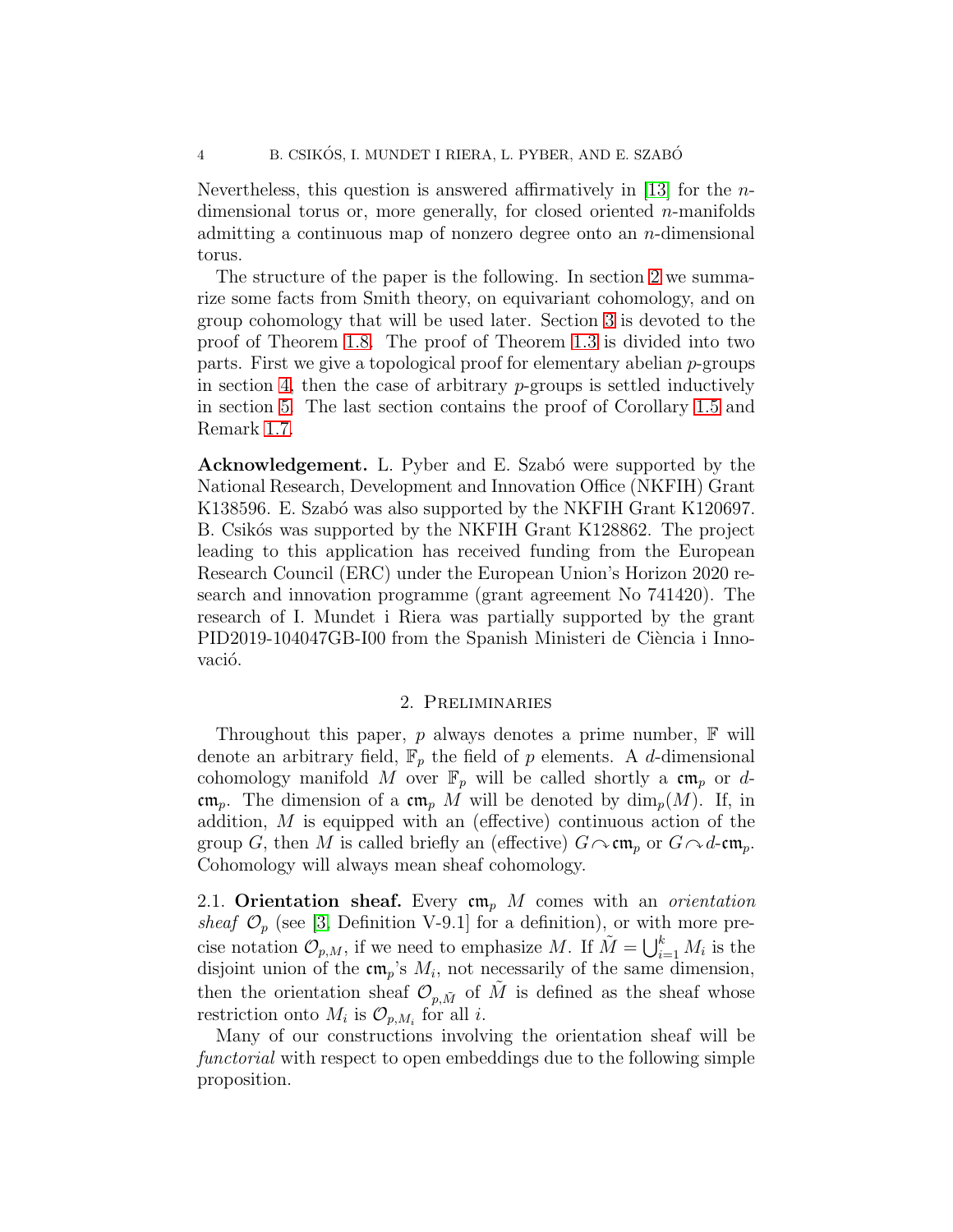Nevertheless, this question is answered affirmatively in [13] for the $n$-dimensional torus or, more generally, for closed oriented $n$-manifolds admitting a continuous map of nonzero degree onto an $n$-dimensional torus.

The structure of the paper is the following. In section 2 we summarize some facts from Smith theory, on equivariant cohomology, and on group cohomology that will be used later. Section 3 is devoted to the proof of Theorem 1.8. The proof of Theorem 1.3 is divided into two parts. First we give a topological proof for elementary abelian $p$-groups in section 4, then the case of arbitrary $p$-groups is settled inductively in section 5. The last section contains the proof of Corollary 1.5 and Remark 1.7.

**Acknowledgement.** L. Pyber and E. Szabó were supported by the National Research, Development and Innovation Office (NKFIH) Grant K138596. E. Szabó was also supported by the NKFIH Grant K120697. B. Csikós was supported by the NKFIH Grant K128862. The project leading to this application has received funding from the European Research Council (ERC) under the European Union's Horizon 2020 research and innovation programme (grant agreement No 741420). The research of I. Mundet i Riera was partially supported by the grant PID2019-104047GB-I00 from the Spanish Ministeri de Ciència i Innovació.

## 2. Preliminaries

Throughout this paper, $p$ always denotes a prime number, $\mathbb{F}$ will denote an arbitrary field, $\mathbb{F}_p$ the field of $p$ elements. A $d$-dimensional cohomology manifold $M$ over $\mathbb{F}_p$ will be called shortly a $\mathfrak{cm}_p$ or $d$-$\mathfrak{cm}_p$. The dimension of a $\mathfrak{cm}_p$ $M$ will be denoted by $\dim_p(M)$. If, in addition, $M$ is equipped with an (effective) continuous action of the group $G$, then $M$ is called briefly an (effective) $G \curvearrowright \mathfrak{cm}_p$ or $G \curvearrowright d$-$\mathfrak{cm}_p$. Cohomology will always mean sheaf cohomology.

2.1. **Orientation sheaf.** Every $\mathfrak{cm}_p$ $M$ comes with an *orientation sheaf* $\mathcal{O}_p$ (see [3, Definition V-9.1] for a definition), or with more precise notation $\mathcal{O}_{p,M}$, if we need to emphasize $M$. If $\tilde{M} = \bigcup_{i=1}^k M_i$ is the disjoint union of the $\mathfrak{cm}_p$'s $M_i$, not necessarily of the same dimension, then the orientation sheaf $\mathcal{O}_{p,\tilde{M}}$ of $\tilde{M}$ is defined as the sheaf whose restriction onto $M_i$ is $\mathcal{O}_{p,M_i}$ for all $i$.

Many of our constructions involving the orientation sheaf will be *functorial* with respect to open embeddings due to the following simple proposition.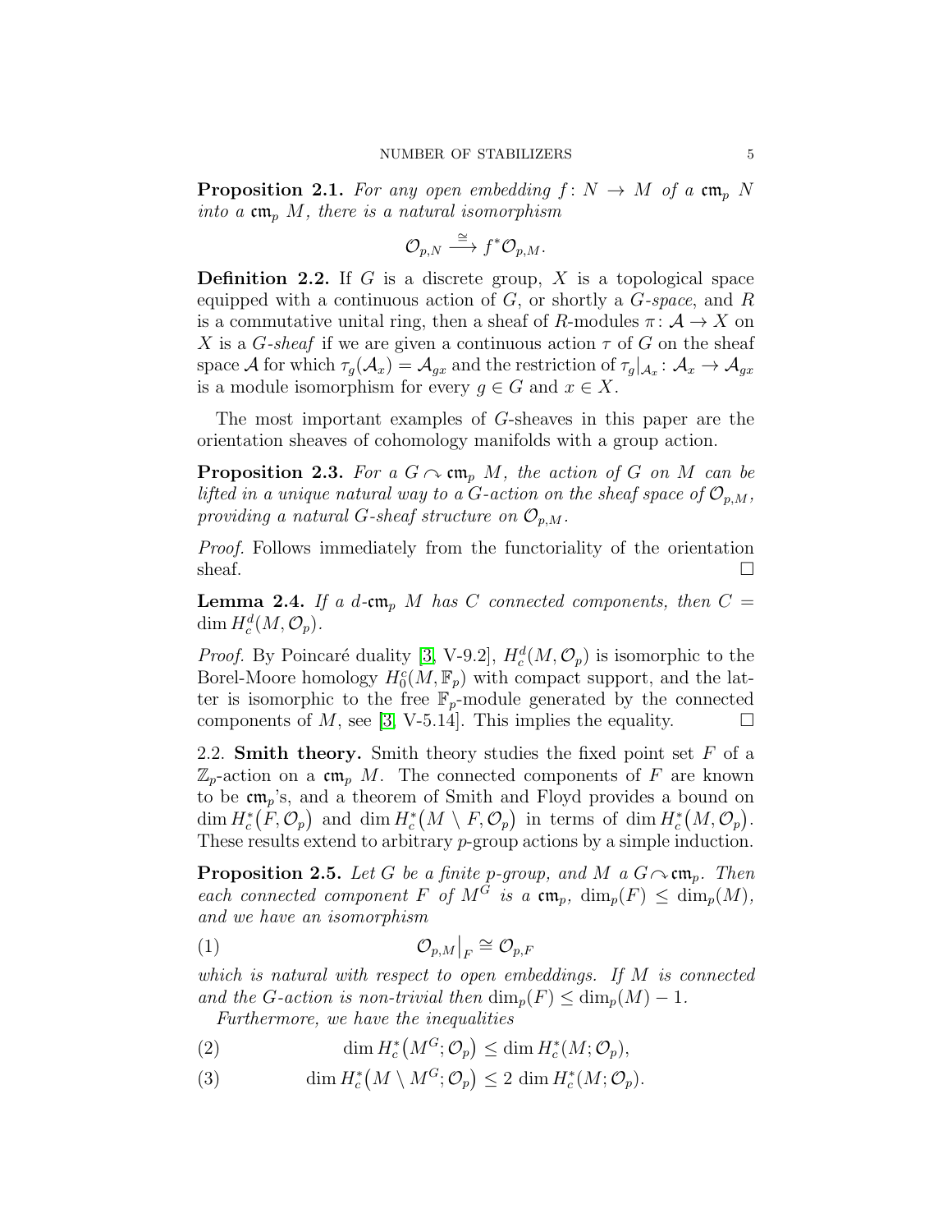**Proposition 2.1.** *For any open embedding $f\colon N \to M$ of a $\mathfrak{cm}_p$ $N$ into a $\mathfrak{cm}_p$ $M$, there is a natural isomorphism*

$$\mathcal{O}_{p,N} \xrightarrow{\cong} f^*\mathcal{O}_{p,M}.$$

**Definition 2.2.** If $G$ is a discrete group, $X$ is a topological space equipped with a continuous action of $G$, or shortly a *$G$-space*, and $R$ is a commutative unital ring, then a sheaf of $R$-modules $\pi\colon \mathcal{A} \to X$ on $X$ is a *$G$-sheaf* if we are given a continuous action $\tau$ of $G$ on the sheaf space $\mathcal{A}$ for which $\tau_g(\mathcal{A}_x) = \mathcal{A}_{gx}$ and the restriction of $\tau_g|_{\mathcal{A}_x}\colon \mathcal{A}_x \to \mathcal{A}_{gx}$ is a module isomorphism for every $g \in G$ and $x \in X$.

The most important examples of $G$-sheaves in this paper are the orientation sheaves of cohomology manifolds with a group action.

**Proposition 2.3.** *For a $G \curvearrowright \mathfrak{cm}_p$ $M$, the action of $G$ on $M$ can be lifted in a unique natural way to a $G$-action on the sheaf space of $\mathcal{O}_{p,M}$, providing a natural $G$-sheaf structure on $\mathcal{O}_{p,M}$.*

*Proof.* Follows immediately from the functoriality of the orientation sheaf. □

**Lemma 2.4.** *If a $d$-$\mathfrak{cm}_p$ $M$ has $C$ connected components, then $C = \dim H^d_c(M, \mathcal{O}_p)$.*

*Proof.* By Poincaré duality [3, V-9.2], $H^d_c(M, \mathcal{O}_p)$ is isomorphic to the Borel-Moore homology $H^c_0(M, \mathbb{F}_p)$ with compact support, and the latter is isomorphic to the free $\mathbb{F}_p$-module generated by the connected components of $M$, see [3, V-5.14]. This implies the equality. □

2.2. **Smith theory.** Smith theory studies the fixed point set $F$ of a $\mathbb{Z}_p$-action on a $\mathfrak{cm}_p$ $M$. The connected components of $F$ are known to be $\mathfrak{cm}_p$'s, and a theorem of Smith and Floyd provides a bound on $\dim H^*_c(F, \mathcal{O}_p)$ and $\dim H^*_c(M \setminus F, \mathcal{O}_p)$ in terms of $\dim H^*_c(M, \mathcal{O}_p)$. These results extend to arbitrary $p$-group actions by a simple induction.

**Proposition 2.5.** *Let $G$ be a finite $p$-group, and $M$ a $G \curvearrowright \mathfrak{cm}_p$. Then each connected component $F$ of $M^G$ is a $\mathfrak{cm}_p$, $\dim_p(F) \leq \dim_p(M)$, and we have an isomorphism*

$$\mathcal{O}_{p,M}\big|_F \cong \mathcal{O}_{p,F} \tag{1}$$

*which is natural with respect to open embeddings. If $M$ is connected and the $G$-action is non-trivial then $\dim_p(F) \leq \dim_p(M) - 1$.*

*Furthermore, we have the inequalities*

$$\dim H^*_c\big(M^G; \mathcal{O}_p\big) \leq \dim H^*_c(M; \mathcal{O}_p), \tag{2}$$

$$\dim H^*_c\big(M \setminus M^G; \mathcal{O}_p\big) \leq 2 \, \dim H^*_c(M; \mathcal{O}_p). \tag{3}$$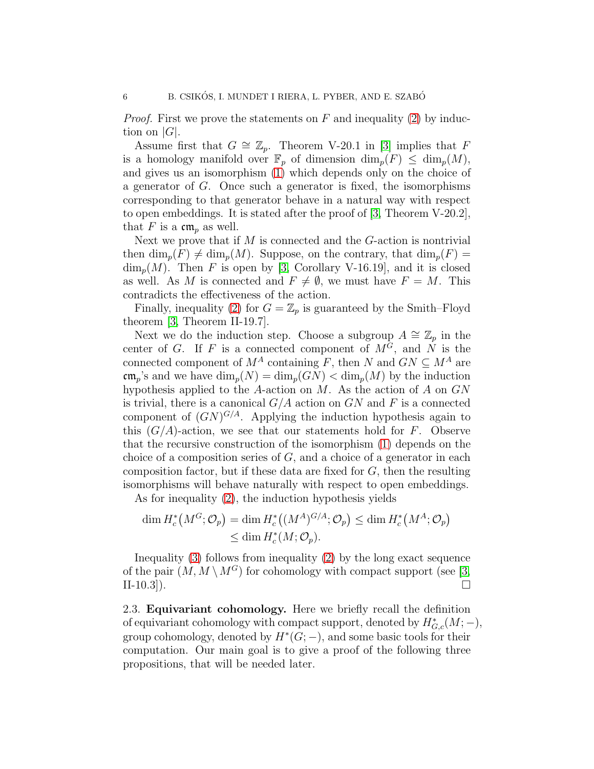*Proof.* First we prove the statements on $F$ and inequality (2) by induction on $|G|$.

Assume first that $G \cong \mathbb{Z}_p$. Theorem V-20.1 in [3] implies that $F$ is a homology manifold over $\mathbb{F}_p$ of dimension $\dim_p(F) \leq \dim_p(M)$, and gives us an isomorphism (1) which depends only on the choice of a generator of $G$. Once such a generator is fixed, the isomorphisms corresponding to that generator behave in a natural way with respect to open embeddings. It is stated after the proof of [3, Theorem V-20.2], that $F$ is a $\mathfrak{cm}_p$ as well.

Next we prove that if $M$ is connected and the $G$-action is nontrivial then $\dim_p(F) \neq \dim_p(M)$. Suppose, on the contrary, that $\dim_p(F) = \dim_p(M)$. Then $F$ is open by [3, Corollary V-16.19], and it is closed as well. As $M$ is connected and $F \neq \emptyset$, we must have $F = M$. This contradicts the effectiveness of the action.

Finally, inequality (2) for $G = \mathbb{Z}_p$ is guaranteed by the Smith–Floyd theorem [3, Theorem II-19.7].

Next we do the induction step. Choose a subgroup $A \cong \mathbb{Z}_p$ in the center of $G$. If $F$ is a connected component of $M^G$, and $N$ is the connected component of $M^A$ containing $F$, then $N$ and $GN \subseteq M^A$ are $\mathfrak{cm}_p$'s and we have $\dim_p(N) = \dim_p(GN) < \dim_p(M)$ by the induction hypothesis applied to the $A$-action on $M$. As the action of $A$ on $GN$ is trivial, there is a canonical $G/A$ action on $GN$ and $F$ is a connected component of $(GN)^{G/A}$. Applying the induction hypothesis again to this $(G/A)$-action, we see that our statements hold for $F$. Observe that the recursive construction of the isomorphism (1) depends on the choice of a composition series of $G$, and a choice of a generator in each composition factor, but if these data are fixed for $G$, then the resulting isomorphisms will behave naturally with respect to open embeddings.

As for inequality (2), the induction hypothesis yields

$$\begin{aligned}\dim H_c^*\big(M^G; \mathcal{O}_p\big) = \dim H_c^*\big((M^A)^{G/A}; \mathcal{O}_p\big) &\leq \dim H_c^*\big(M^A; \mathcal{O}_p\big) \\ &\leq \dim H_c^*(M; \mathcal{O}_p).\end{aligned}$$

Inequality (3) follows from inequality (2) by the long exact sequence of the pair $(M, M \setminus M^G)$ for cohomology with compact support (see [3, II-10.3]). $\square$

2.3. **Equivariant cohomology.** Here we briefly recall the definition of equivariant cohomology with compact support, denoted by $H^*_{G,c}(M; -)$, group cohomology, denoted by $H^*(G; -)$, and some basic tools for their computation. Our main goal is to give a proof of the following three propositions, that will be needed later.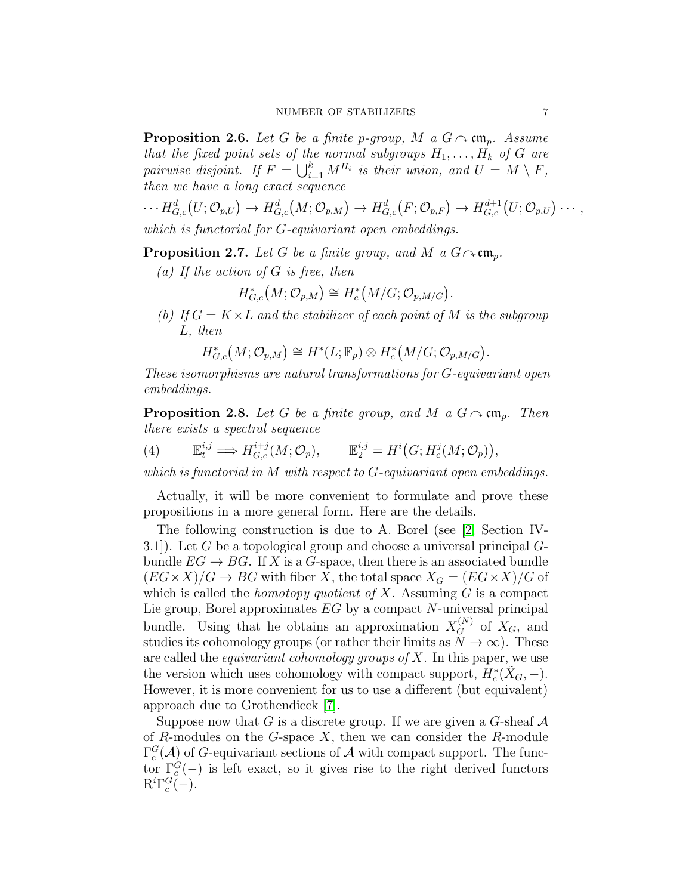**Proposition 2.6.** *Let $G$ be a finite $p$-group, $M$ a $G \curvearrowright \mathfrak{cm}_p$. Assume that the fixed point sets of the normal subgroups $H_1, \dots, H_k$ of $G$ are pairwise disjoint. If $F = \bigcup_{i=1}^k M^{H_i}$ is their union, and $U = M \setminus F$, then we have a long exact sequence*

$$\cdots H^d_{G,c}\big(U; \mathcal{O}_{p,U}\big) \to H^d_{G,c}\big(M; \mathcal{O}_{p,M}\big) \to H^d_{G,c}\big(F; \mathcal{O}_{p,F}\big) \to H^{d+1}_{G,c}\big(U; \mathcal{O}_{p,U}\big) \cdots,$$

*which is functorial for $G$-equivariant open embeddings.*

**Proposition 2.7.** *Let $G$ be a finite group, and $M$ a $G \curvearrowright \mathfrak{cm}_p$.*

*(a) If the action of $G$ is free, then*

$$H^*_{G,c}\big(M; \mathcal{O}_{p,M}\big) \cong H^*_c\big(M/G; \mathcal{O}_{p,M/G}\big).$$

*(b) If $G = K \times L$ and the stabilizer of each point of $M$ is the subgroup $L$, then*

$$H^*_{G,c}\big(M; \mathcal{O}_{p,M}\big) \cong H^*(L; \mathbb{F}_p) \otimes H^*_c\big(M/G; \mathcal{O}_{p,M/G}\big).$$

*These isomorphisms are natural transformations for $G$-equivariant open embeddings.*

**Proposition 2.8.** *Let $G$ be a finite group, and $M$ a $G \curvearrowright \mathfrak{cm}_p$. Then there exists a spectral sequence*

$$\mathbb{E}^{i,j}_t \Longrightarrow H^{i+j}_{G,c}(M; \mathcal{O}_p), \qquad \mathbb{E}^{i,j}_2 = H^i\big(G; H^j_c(M; \mathcal{O}_p)\big), \tag{4}$$

*which is functorial in $M$ with respect to $G$-equivariant open embeddings.*

Actually, it will be more convenient to formulate and prove these propositions in a more general form. Here are the details.

The following construction is due to A. Borel (see [2, Section IV-3.1]). Let $G$ be a topological group and choose a universal principal $G$-bundle $EG \to BG$. If $X$ is a $G$-space, then there is an associated bundle $(EG \times X)/G \to BG$ with fiber $X$, the total space $X_G = (EG \times X)/G$ of which is called the *homotopy quotient of* $X$. Assuming $G$ is a compact Lie group, Borel approximates $EG$ by a compact $N$-universal principal bundle. Using that he obtains an approximation $X^{(N)}_G$ of $X_G$, and studies its cohomology groups (or rather their limits as $N \to \infty$). These are called the *equivariant cohomology groups of* $X$. In this paper, we use the version which uses cohomology with compact support, $H^*_c(\tilde{X}_G, -)$. However, it is more convenient for us to use a different (but equivalent) approach due to Grothendieck [7].

Suppose now that $G$ is a discrete group. If we are given a $G$-sheaf $\mathcal{A}$ of $R$-modules on the $G$-space $X$, then we can consider the $R$-module $\Gamma^G_c(\mathcal{A})$ of $G$-equivariant sections of $\mathcal{A}$ with compact support. The functor $\Gamma^G_c(-)$ is left exact, so it gives rise to the right derived functors $\mathrm{R}^i\Gamma^G_c(-)$.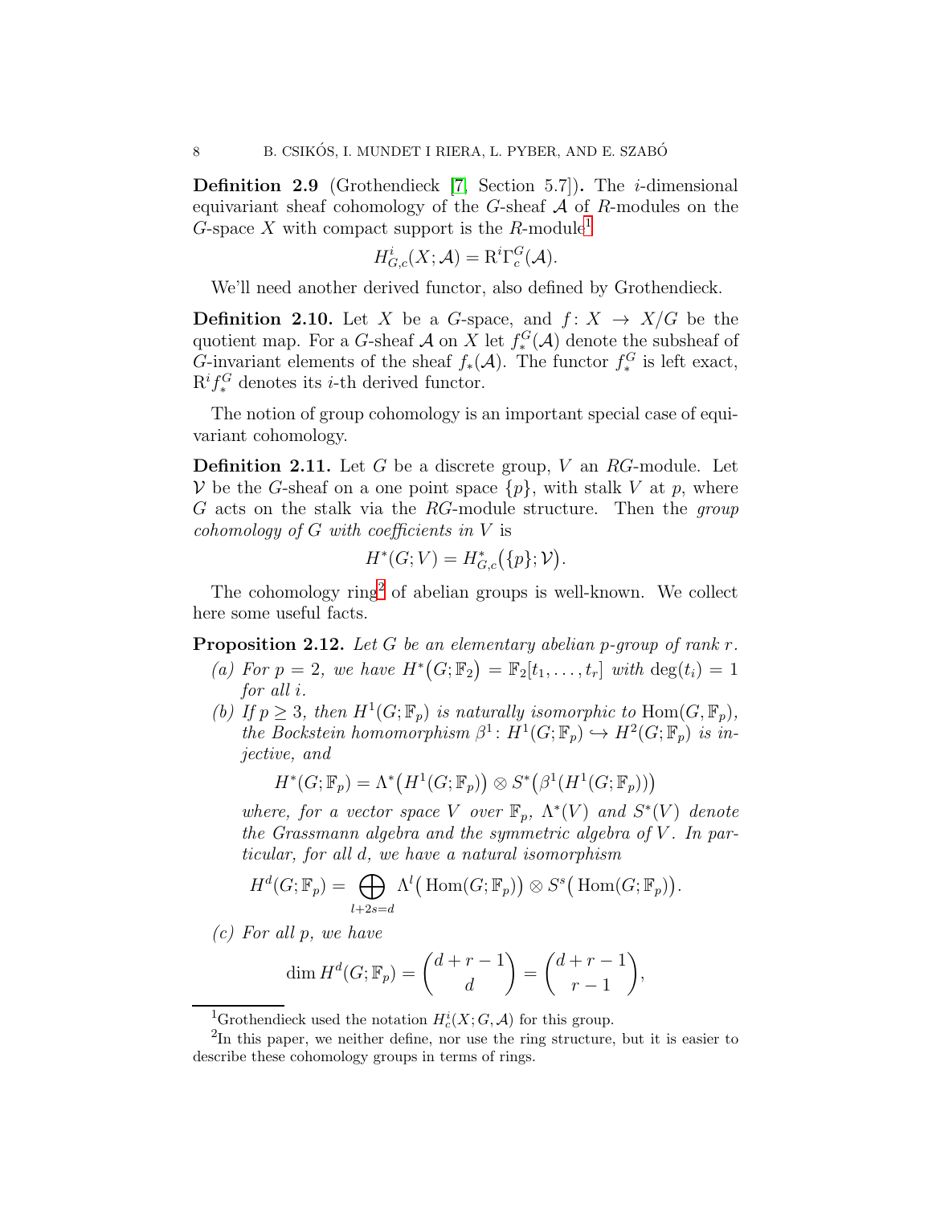**Definition 2.9** (Grothendieck [7, Section 5.7])**.** The $i$-dimensional equivariant sheaf cohomology of the $G$-sheaf $\mathcal{A}$ of $R$-modules on the $G$-space $X$ with compact support is the $R$-module[1]

$$H^i_{G,c}(X;\mathcal{A}) = \mathrm{R}^i\Gamma^G_c(\mathcal{A}).$$

We'll need another derived functor, also defined by Grothendieck.

**Definition 2.10.** Let $X$ be a $G$-space, and $f\colon X \to X/G$ be the quotient map. For a $G$-sheaf $\mathcal{A}$ on $X$ let $f^G_*(\mathcal{A})$ denote the subsheaf of $G$-invariant elements of the sheaf $f_*(\mathcal{A})$. The functor $f^G_*$ is left exact, $\mathrm{R}^i f^G_*$ denotes its $i$-th derived functor.

The notion of group cohomology is an important special case of equivariant cohomology.

**Definition 2.11.** Let $G$ be a discrete group, $V$ an $RG$-module. Let $\mathcal{V}$ be the $G$-sheaf on a one point space $\{p\}$, with stalk $V$ at $p$, where $G$ acts on the stalk via the $RG$-module structure. Then the *group cohomology of $G$ with coefficients in $V$* is

$$H^*(G;V) = H^*_{G,c}\big(\{p\};\mathcal{V}\big).$$

The cohomology ring[2] of abelian groups is well-known. We collect here some useful facts.

**Proposition 2.12.** *Let $G$ be an elementary abelian $p$-group of rank $r$.*

*(a) For $p = 2$, we have $H^*\big(G;\mathbb{F}_2\big) = \mathbb{F}_2[t_1,\dots,t_r]$ with $\deg(t_i) = 1$ for all $i$.*

*(b) If $p \geq 3$, then $H^1(G;\mathbb{F}_p)$ is naturally isomorphic to $\mathrm{Hom}(G,\mathbb{F}_p)$, the Bockstein homomorphism $\beta^1\colon H^1(G;\mathbb{F}_p) \hookrightarrow H^2(G;\mathbb{F}_p)$ is injective, and*

$$H^*(G;\mathbb{F}_p) = \Lambda^*\big(H^1(G;\mathbb{F}_p)\big) \otimes S^*\big(\beta^1(H^1(G;\mathbb{F}_p))\big)$$

*where, for a vector space $V$ over $\mathbb{F}_p$, $\Lambda^*(V)$ and $S^*(V)$ denote the Grassmann algebra and the symmetric algebra of $V$. In particular, for all $d$, we have a natural isomorphism*

$$H^d(G;\mathbb{F}_p) = \bigoplus_{l+2s=d} \Lambda^l\big(\,\mathrm{Hom}(G;\mathbb{F}_p)\big) \otimes S^s\big(\,\mathrm{Hom}(G;\mathbb{F}_p)\big).$$

*(c) For all $p$, we have*

$$\dim H^d(G;\mathbb{F}_p) = \binom{d+r-1}{d} = \binom{d+r-1}{r-1},$$

---

[1] Grothendieck used the notation $H^i_c(X;G,\mathcal{A})$ for this group.

[2] In this paper, we neither define, nor use the ring structure, but it is easier to describe these cohomology groups in terms of rings.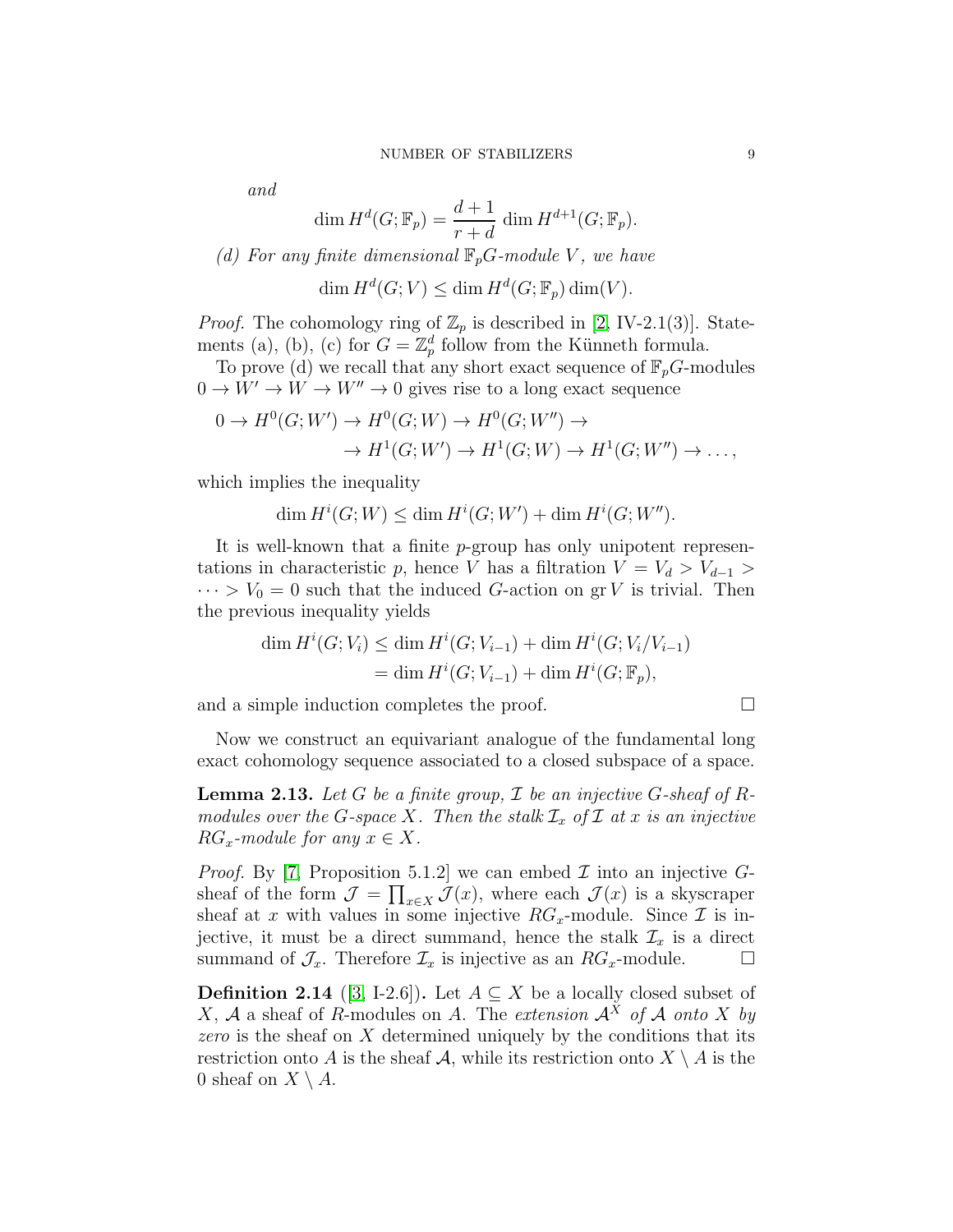*and*

$$\dim H^d(G; \mathbb{F}_p) = \frac{d+1}{r+d} \dim H^{d+1}(G; \mathbb{F}_p).$$

*(d) For any finite dimensional $\mathbb{F}_pG$-module $V$, we have*

$$\dim H^d(G; V) \leq \dim H^d(G; \mathbb{F}_p) \dim(V).$$

*Proof.* The cohomology ring of $\mathbb{Z}_p$ is described in [2, IV-2.1(3)]. Statements (a), (b), (c) for $G = \mathbb{Z}_p^d$ follow from the Künneth formula.

To prove (d) we recall that any short exact sequence of $\mathbb{F}_pG$-modules $0 \to W' \to W \to W'' \to 0$ gives rise to a long exact sequence

$$\begin{aligned} 0 \to H^0(G; W') \to H^0(G; W) \to H^0(G; W'') \to \\ \to H^1(G; W') \to H^1(G; W) \to H^1(G; W'') \to \dots, \end{aligned}$$

which implies the inequality

$$\dim H^i(G; W) \leq \dim H^i(G; W') + \dim H^i(G; W'').$$

It is well-known that a finite $p$-group has only unipotent representations in characteristic $p$, hence $V$ has a filtration $V = V_d > V_{d-1} > \dots > V_0 = 0$ such that the induced $G$-action on $\operatorname{gr} V$ is trivial. Then the previous inequality yields

$$\begin{aligned} \dim H^i(G; V_i) &\leq \dim H^i(G; V_{i-1}) + \dim H^i(G; V_i/V_{i-1}) \\ &= \dim H^i(G; V_{i-1}) + \dim H^i(G; \mathbb{F}_p), \end{aligned}$$

and a simple induction completes the proof. $\square$

Now we construct an equivariant analogue of the fundamental long exact cohomology sequence associated to a closed subspace of a space.

**Lemma 2.13.** *Let $G$ be a finite group, $\mathcal{I}$ be an injective $G$-sheaf of $R$-modules over the $G$-space $X$. Then the stalk $\mathcal{I}_x$ of $\mathcal{I}$ at $x$ is an injective $RG_x$-module for any $x \in X$.*

*Proof.* By [7, Proposition 5.1.2] we can embed $\mathcal{I}$ into an injective $G$-sheaf of the form $\mathcal{J} = \prod_{x \in X} \mathcal{J}(x)$, where each $\mathcal{J}(x)$ is a skyscraper sheaf at $x$ with values in some injective $RG_x$-module. Since $\mathcal{I}$ is injective, it must be a direct summand, hence the stalk $\mathcal{I}_x$ is a direct summand of $\mathcal{J}_x$. Therefore $\mathcal{I}_x$ is injective as an $RG_x$-module. $\square$

**Definition 2.14** ([3, I-2.6])**.** Let $A \subseteq X$ be a locally closed subset of $X$, $\mathcal{A}$ a sheaf of $R$-modules on $A$. The *extension $\mathcal{A}^X$ of $\mathcal{A}$ onto $X$ by zero* is the sheaf on $X$ determined uniquely by the conditions that its restriction onto $A$ is the sheaf $\mathcal{A}$, while its restriction onto $X \setminus A$ is the 0 sheaf on $X \setminus A$.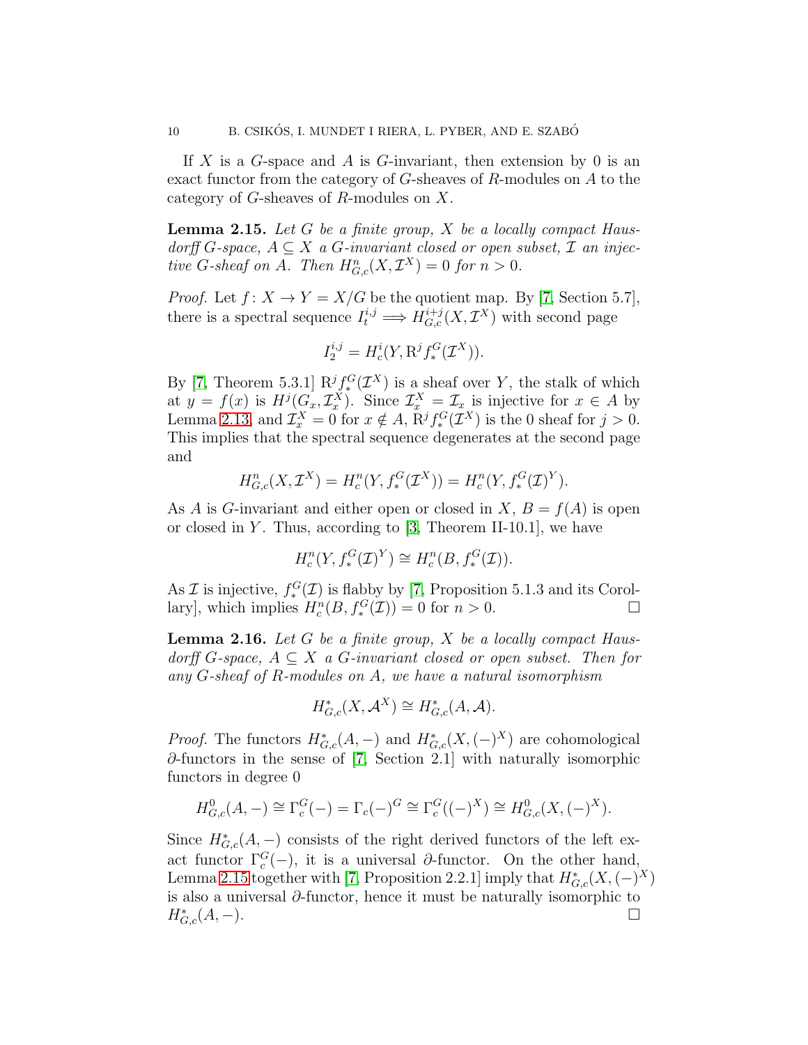If $X$ is a $G$-space and $A$ is $G$-invariant, then extension by 0 is an exact functor from the category of $G$-sheaves of $R$-modules on $A$ to the category of $G$-sheaves of $R$-modules on $X$.

**Lemma 2.15.** *Let $G$ be a finite group, $X$ be a locally compact Hausdorff $G$-space, $A \subseteq X$ a $G$-invariant closed or open subset, $\mathcal{I}$ an injective $G$-sheaf on $A$. Then $H^n_{G,c}(X, \mathcal{I}^X) = 0$ for $n > 0$.*

*Proof.* Let $f\colon X \to Y = X/G$ be the quotient map. By [7, Section 5.7], there is a spectral sequence $I_t^{i,j} \Longrightarrow H^{i+j}_{G,c}(X, \mathcal{I}^X)$ with second page

$$I_2^{i,j} = H^i_c(Y, \mathrm{R}^j f^G_*(\mathcal{I}^X)).$$

By [7, Theorem 5.3.1] $\mathrm{R}^j f^G_*(\mathcal{I}^X)$ is a sheaf over $Y$, the stalk of which at $y = f(x)$ is $H^j(G_x, \mathcal{I}^X_x)$. Since $\mathcal{I}^X_x = \mathcal{I}_x$ is injective for $x \in A$ by Lemma 2.13, and $\mathcal{I}^X_x = 0$ for $x \notin A$, $\mathrm{R}^j f^G_*(\mathcal{I}^X)$ is the 0 sheaf for $j > 0$. This implies that the spectral sequence degenerates at the second page and

$$H^n_{G,c}(X, \mathcal{I}^X) = H^n_c(Y, f^G_*(\mathcal{I}^X)) = H^n_c(Y, f^G_*(\mathcal{I})^Y).$$

As $A$ is $G$-invariant and either open or closed in $X$, $B = f(A)$ is open or closed in $Y$. Thus, according to [3, Theorem II-10.1], we have

$$H^n_c(Y, f^G_*(\mathcal{I})^Y) \cong H^n_c(B, f^G_*(\mathcal{I})).$$

As $\mathcal{I}$ is injective, $f^G_*(\mathcal{I})$ is flabby by [7, Proposition 5.1.3 and its Corollary], which implies $H^n_c(B, f^G_*(\mathcal{I})) = 0$ for $n > 0$. $\square$

**Lemma 2.16.** *Let $G$ be a finite group, $X$ be a locally compact Hausdorff $G$-space, $A \subseteq X$ a $G$-invariant closed or open subset. Then for any $G$-sheaf of $R$-modules on $A$, we have a natural isomorphism*

$$H^*_{G,c}(X, \mathcal{A}^X) \cong H^*_{G,c}(A, \mathcal{A}).$$

*Proof.* The functors $H^*_{G,c}(A, -)$ and $H^*_{G,c}(X, (-)^X)$ are cohomological $\partial$-functors in the sense of [7, Section 2.1] with naturally isomorphic functors in degree 0

$$H^0_{G,c}(A, -) \cong \Gamma^G_c(-) = \Gamma_c(-)^G \cong \Gamma^G_c((-)^X) \cong H^0_{G,c}(X, (-)^X).$$

Since $H^*_{G,c}(A, -)$ consists of the right derived functors of the left exact functor $\Gamma^G_c(-)$, it is a universal $\partial$-functor. On the other hand, Lemma 2.15 together with [7, Proposition 2.2.1] imply that $H^*_{G,c}(X, (-)^X)$ is also a universal $\partial$-functor, hence it must be naturally isomorphic to $H^*_{G,c}(A, -)$. $\square$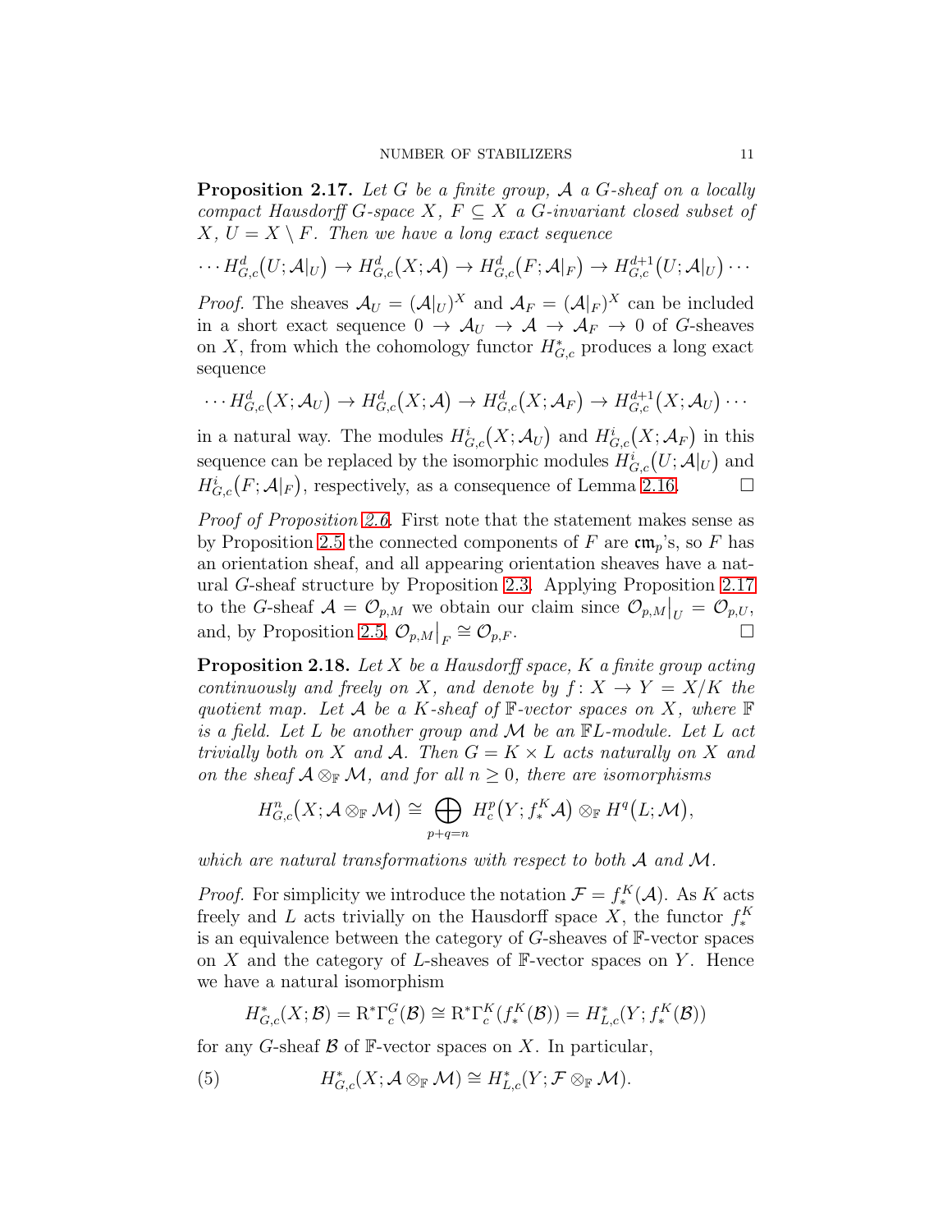**Proposition 2.17.** *Let $G$ be a finite group, $\mathcal{A}$ a $G$-sheaf on a locally compact Hausdorff $G$-space $X$, $F \subseteq X$ a $G$-invariant closed subset of $X$, $U = X \setminus F$. Then we have a long exact sequence*

$$\cdots H^d_{G,c}\big(U; \mathcal{A}|_U\big) \to H^d_{G,c}\big(X; \mathcal{A}\big) \to H^d_{G,c}\big(F; \mathcal{A}|_F\big) \to H^{d+1}_{G,c}\big(U; \mathcal{A}|_U\big) \cdots$$

*Proof.* The sheaves $\mathcal{A}_U = (\mathcal{A}|_U)^X$ and $\mathcal{A}_F = (\mathcal{A}|_F)^X$ can be included in a short exact sequence $0 \to \mathcal{A}_U \to \mathcal{A} \to \mathcal{A}_F \to 0$ of $G$-sheaves on $X$, from which the cohomology functor $H^*_{G,c}$ produces a long exact sequence

$$\cdots H^d_{G,c}\big(X; \mathcal{A}_U\big) \to H^d_{G,c}\big(X; \mathcal{A}\big) \to H^d_{G,c}\big(X; \mathcal{A}_F\big) \to H^{d+1}_{G,c}\big(X; \mathcal{A}_U\big) \cdots$$

in a natural way. The modules $H^i_{G,c}\big(X; \mathcal{A}_U\big)$ and $H^i_{G,c}\big(X; \mathcal{A}_F\big)$ in this sequence can be replaced by the isomorphic modules $H^i_{G,c}\big(U; \mathcal{A}|_U\big)$ and $H^i_{G,c}\big(F; \mathcal{A}|_F\big)$, respectively, as a consequence of Lemma 2.16. □

*Proof of Proposition 2.6.* First note that the statement makes sense as by Proposition 2.5 the connected components of $F$ are $\mathfrak{cm}_p$'s, so $F$ has an orientation sheaf, and all appearing orientation sheaves have a natural $G$-sheaf structure by Proposition 2.3. Applying Proposition 2.17 to the $G$-sheaf $\mathcal{A} = \mathcal{O}_{p,M}$ we obtain our claim since $\mathcal{O}_{p,M}\big|_U = \mathcal{O}_{p,U}$, and, by Proposition 2.5, $\mathcal{O}_{p,M}\big|_F \cong \mathcal{O}_{p,F}$. □

**Proposition 2.18.** *Let $X$ be a Hausdorff space, $K$ a finite group acting continuously and freely on $X$, and denote by $f \colon X \to Y = X/K$ the quotient map. Let $\mathcal{A}$ be a $K$-sheaf of $\mathbb{F}$-vector spaces on $X$, where $\mathbb{F}$ is a field. Let $L$ be another group and $\mathcal{M}$ be an $\mathbb{F}L$-module. Let $L$ act trivially both on $X$ and $\mathcal{A}$. Then $G = K \times L$ acts naturally on $X$ and on the sheaf $\mathcal{A} \otimes_{\mathbb{F}} \mathcal{M}$, and for all $n \geq 0$, there are isomorphisms*

$$H^n_{G,c}\big(X; \mathcal{A} \otimes_{\mathbb{F}} \mathcal{M}\big) \cong \bigoplus_{p+q=n} H^p_c\big(Y; f^K_* \mathcal{A}\big) \otimes_{\mathbb{F}} H^q\big(L; \mathcal{M}\big),$$

*which are natural transformations with respect to both $\mathcal{A}$ and $\mathcal{M}$.*

*Proof.* For simplicity we introduce the notation $\mathcal{F} = f^K_*(\mathcal{A})$. As $K$ acts freely and $L$ acts trivially on the Hausdorff space $X$, the functor $f^K_*$ is an equivalence between the category of $G$-sheaves of $\mathbb{F}$-vector spaces on $X$ and the category of $L$-sheaves of $\mathbb{F}$-vector spaces on $Y$. Hence we have a natural isomorphism

$$H^*_{G,c}(X; \mathcal{B}) = \mathrm{R}^*\Gamma^G_c(\mathcal{B}) \cong \mathrm{R}^*\Gamma^K_c(f^K_*(\mathcal{B})) = H^*_{L,c}(Y; f^K_*(\mathcal{B}))$$

for any $G$-sheaf $\mathcal{B}$ of $\mathbb{F}$-vector spaces on $X$. In particular,

$$H^*_{G,c}(X; \mathcal{A} \otimes_{\mathbb{F}} \mathcal{M}) \cong H^*_{L,c}(Y; \mathcal{F} \otimes_{\mathbb{F}} \mathcal{M}). \tag{5}$$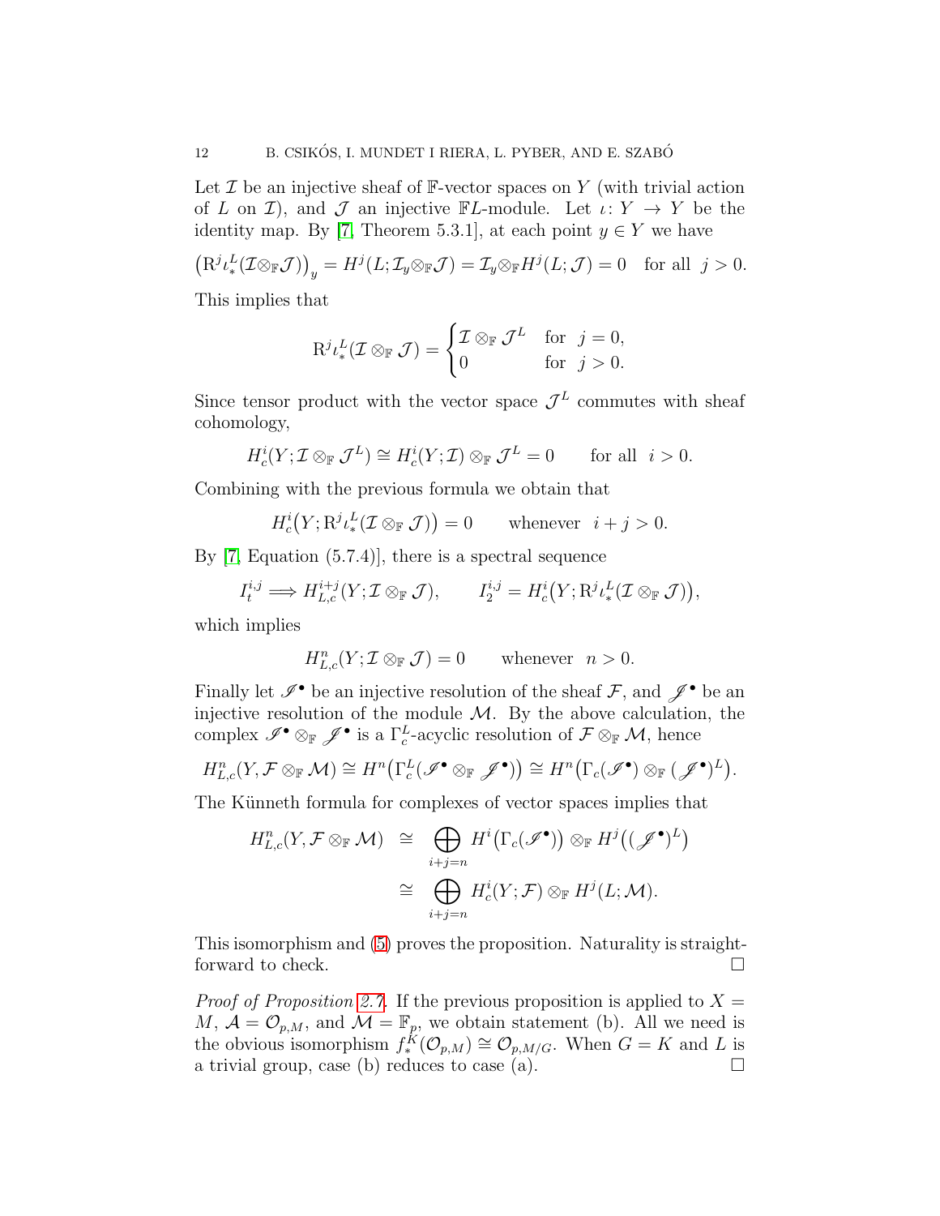Let $\mathcal{I}$ be an injective sheaf of $\mathbb{F}$-vector spaces on $Y$ (with trivial action of $L$ on $\mathcal{I}$), and $\mathcal{J}$ an injective $\mathbb{F}L$-module. Let $\iota\colon Y \to Y$ be the identity map. By [7, Theorem 5.3.1], at each point $y \in Y$ we have

$$\big(\mathrm{R}^j\iota_*^L(\mathcal{I}\otimes_{\mathbb{F}}\mathcal{J})\big)_y = H^j(L;\mathcal{I}_y\otimes_{\mathbb{F}}\mathcal{J}) = \mathcal{I}_y\otimes_{\mathbb{F}}H^j(L;\mathcal{J}) = 0 \quad \text{for all } \ j>0.$$

This implies that

$$\mathrm{R}^j\iota_*^L(\mathcal{I}\otimes_{\mathbb{F}}\mathcal{J}) = \begin{cases} \mathcal{I}\otimes_{\mathbb{F}}\mathcal{J}^L & \text{for } \ j=0,\\ 0 & \text{for } \ j>0. \end{cases}$$

Since tensor product with the vector space $\mathcal{J}^L$ commutes with sheaf cohomology,

$$H^i_c(Y;\mathcal{I}\otimes_{\mathbb{F}}\mathcal{J}^L) \cong H^i_c(Y;\mathcal{I})\otimes_{\mathbb{F}}\mathcal{J}^L = 0 \qquad \text{for all } \ i>0.$$

Combining with the previous formula we obtain that

$$H^i_c\big(Y;\mathrm{R}^j\iota_*^L(\mathcal{I}\otimes_{\mathbb{F}}\mathcal{J})\big) = 0 \qquad \text{whenever } \ i+j>0.$$

By [7, Equation (5.7.4)], there is a spectral sequence

$$I_t^{i,j} \Longrightarrow H^{i+j}_{L,c}(Y;\mathcal{I}\otimes_{\mathbb{F}}\mathcal{J}), \qquad I_2^{i,j} = H^i_c\big(Y;\mathrm{R}^j\iota_*^L(\mathcal{I}\otimes_{\mathbb{F}}\mathcal{J})\big),$$

which implies

$$H^n_{L,c}(Y;\mathcal{I}\otimes_{\mathbb{F}}\mathcal{J}) = 0 \qquad \text{whenever } \ n>0.$$

Finally let $\mathscr{I}^\bullet$ be an injective resolution of the sheaf $\mathcal{F}$, and $\mathscr{J}^\bullet$ be an injective resolution of the module $\mathcal{M}$. By the above calculation, the complex $\mathscr{I}^\bullet\otimes_{\mathbb{F}}\mathscr{J}^\bullet$ is a $\Gamma_c^L$-acyclic resolution of $\mathcal{F}\otimes_{\mathbb{F}}\mathcal{M}$, hence

$$H^n_{L,c}(Y,\mathcal{F}\otimes_{\mathbb{F}}\mathcal{M}) \cong H^n\big(\Gamma_c^L(\mathscr{I}^\bullet\otimes_{\mathbb{F}}\mathscr{J}^\bullet)\big) \cong H^n\big(\Gamma_c(\mathscr{I}^\bullet)\otimes_{\mathbb{F}}(\mathscr{J}^\bullet)^L\big).$$

The Künneth formula for complexes of vector spaces implies that

$$\begin{aligned} H^n_{L,c}(Y,\mathcal{F}\otimes_{\mathbb{F}}\mathcal{M}) &\cong \bigoplus_{i+j=n} H^i\big(\Gamma_c(\mathscr{I}^\bullet)\big)\otimes_{\mathbb{F}} H^j\big((\mathscr{J}^\bullet)^L\big)\\ &\cong \bigoplus_{i+j=n} H^i_c(Y;\mathcal{F})\otimes_{\mathbb{F}} H^j(L;\mathcal{M}). \end{aligned}$$

This isomorphism and (5) proves the proposition. Naturality is straightforward to check. □

*Proof of Proposition 2.7.* If the previous proposition is applied to $X = M$, $\mathcal{A} = \mathcal{O}_{p,M}$, and $\mathcal{M} = \mathbb{F}_p$, we obtain statement (b). All we need is the obvious isomorphism $f_*^K(\mathcal{O}_{p,M}) \cong \mathcal{O}_{p,M/G}$. When $G = K$ and $L$ is a trivial group, case (b) reduces to case (a). □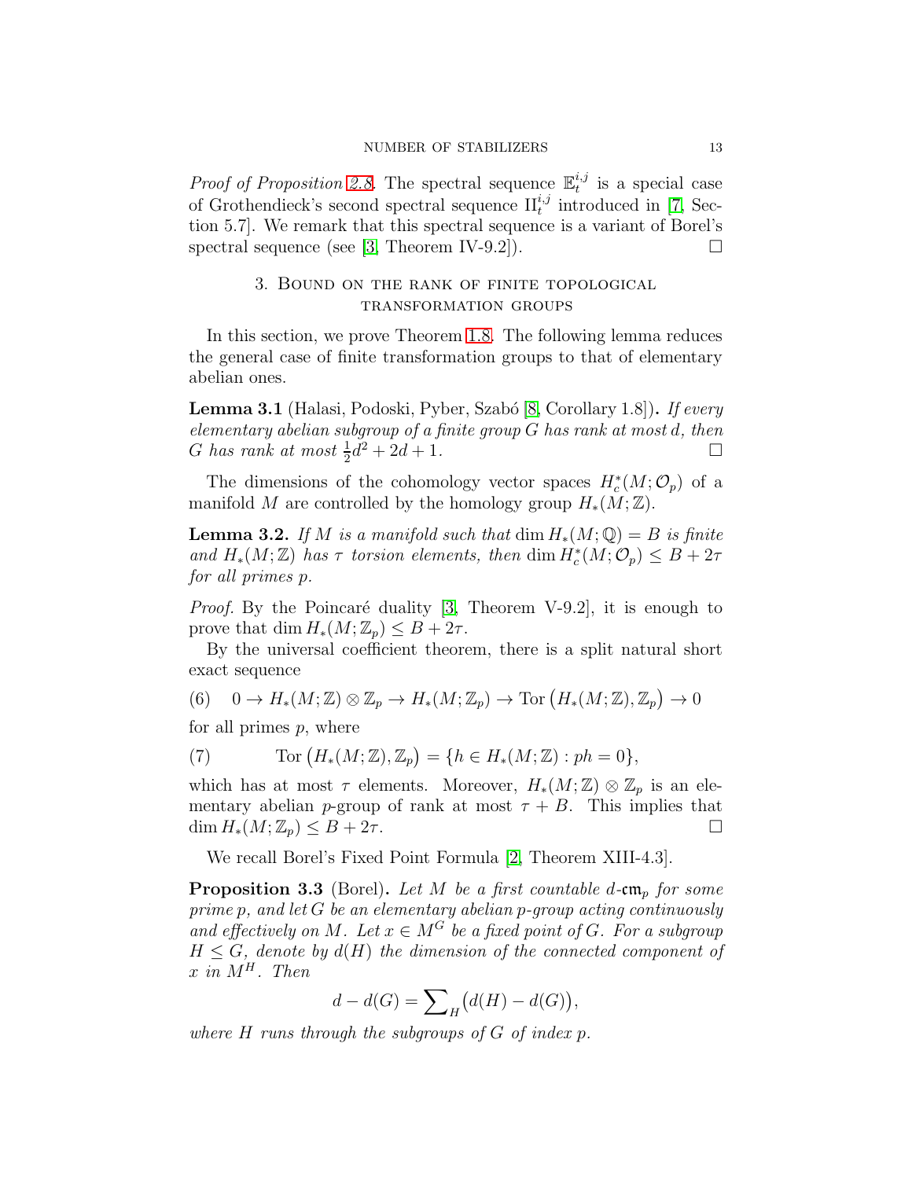*Proof of Proposition 2.8.* The spectral sequence $\mathbb{E}_t^{i,j}$ is a special case of Grothendieck's second spectral sequence $\mathrm{II}_t^{i,j}$ introduced in [7, Section 5.7]. We remark that this spectral sequence is a variant of Borel's spectral sequence (see [3, Theorem IV-9.2]). $\square$

## 3. Bound on the rank of finite topological transformation groups

In this section, we prove Theorem 1.8. The following lemma reduces the general case of finite transformation groups to that of elementary abelian ones.

**Lemma 3.1** (Halasi, Podoski, Pyber, Szabó [8, Corollary 1.8])**.** *If every elementary abelian subgroup of a finite group $G$ has rank at most $d$, then $G$ has rank at most $\frac{1}{2}d^2 + 2d + 1$.* $\square$

The dimensions of the cohomology vector spaces $H_c^*(M; \mathcal{O}_p)$ of a manifold $M$ are controlled by the homology group $H_*(M; \mathbb{Z})$.

**Lemma 3.2.** *If $M$ is a manifold such that $\dim H_*(M; \mathbb{Q}) = B$ is finite and $H_*(M; \mathbb{Z})$ has $\tau$ torsion elements, then $\dim H_c^*(M; \mathcal{O}_p) \leq B + 2\tau$ for all primes $p$.*

*Proof.* By the Poincaré duality [3, Theorem V-9.2], it is enough to prove that $\dim H_*(M; \mathbb{Z}_p) \leq B + 2\tau$.

By the universal coefficient theorem, there is a split natural short exact sequence

$$0 \to H_*(M; \mathbb{Z}) \otimes \mathbb{Z}_p \to H_*(M; \mathbb{Z}_p) \to \operatorname{Tor}\big(H_*(M; \mathbb{Z}), \mathbb{Z}_p\big) \to 0 \tag{6}$$

for all primes $p$, where

$$\operatorname{Tor}\big(H_*(M; \mathbb{Z}), \mathbb{Z}_p\big) = \{h \in H_*(M; \mathbb{Z}) : ph = 0\}, \tag{7}$$

which has at most $\tau$ elements. Moreover, $H_*(M; \mathbb{Z}) \otimes \mathbb{Z}_p$ is an elementary abelian $p$-group of rank at most $\tau + B$. This implies that $\dim H_*(M; \mathbb{Z}_p) \leq B + 2\tau$. $\square$

We recall Borel's Fixed Point Formula [2, Theorem XIII-4.3].

**Proposition 3.3** (Borel)**.** *Let $M$ be a first countable $d$-$\mathfrak{cm}_p$ for some prime $p$, and let $G$ be an elementary abelian $p$-group acting continuously and effectively on $M$. Let $x \in M^G$ be a fixed point of $G$. For a subgroup $H \leq G$, denote by $d(H)$ the dimension of the connected component of $x$ in $M^H$. Then*

$$d - d(G) = \sum\nolimits_H \big(d(H) - d(G)\big),$$

*where $H$ runs through the subgroups of $G$ of index $p$.*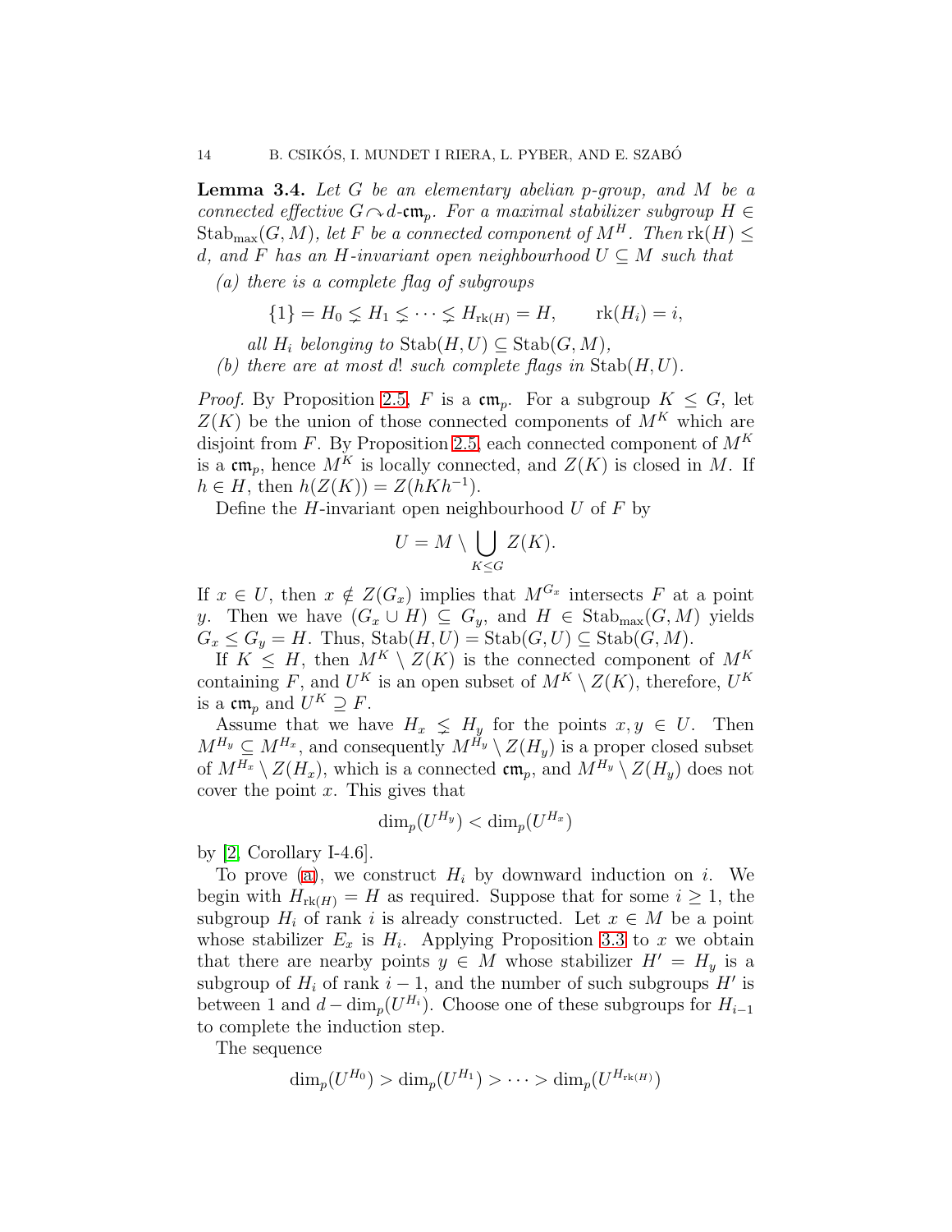**Lemma 3.4.** *Let $G$ be an elementary abelian $p$-group, and $M$ be a connected effective $G \curvearrowright d$-$\mathfrak{cm}_p$. For a maximal stabilizer subgroup $H \in \mathrm{Stab}_{\max}(G, M)$, let $F$ be a connected component of $M^H$. Then $\mathrm{rk}(H) \leq d$, and $F$ has an $H$-invariant open neighbourhood $U \subseteq M$ such that*

*(a) there is a complete flag of subgroups*

$$\{1\} = H_0 \lneq H_1 \lneq \cdots \lneq H_{\mathrm{rk}(H)} = H, \qquad \mathrm{rk}(H_i) = i,$$

*all $H_i$ belonging to $\mathrm{Stab}(H, U) \subseteq \mathrm{Stab}(G, M)$,*

*(b) there are at most $d!$ such complete flags in $\mathrm{Stab}(H, U)$.*

*Proof.* By Proposition 2.5, $F$ is a $\mathfrak{cm}_p$. For a subgroup $K \leq G$, let $Z(K)$ be the union of those connected components of $M^K$ which are disjoint from $F$. By Proposition 2.5, each connected component of $M^K$ is a $\mathfrak{cm}_p$, hence $M^K$ is locally connected, and $Z(K)$ is closed in $M$. If $h \in H$, then $h(Z(K)) = Z(hKh^{-1})$.

Define the $H$-invariant open neighbourhood $U$ of $F$ by

$$U = M \setminus \bigcup_{K \leq G} Z(K).$$

If $x \in U$, then $x \notin Z(G_x)$ implies that $M^{G_x}$ intersects $F$ at a point $y$. Then we have $(G_x \cup H) \subseteq G_y$, and $H \in \mathrm{Stab}_{\max}(G, M)$ yields $G_x \leq G_y = H$. Thus, $\mathrm{Stab}(H, U) = \mathrm{Stab}(G, U) \subseteq \mathrm{Stab}(G, M)$.

If $K \leq H$, then $M^K \setminus Z(K)$ is the connected component of $M^K$ containing $F$, and $U^K$ is an open subset of $M^K \setminus Z(K)$, therefore, $U^K$ is a $\mathfrak{cm}_p$ and $U^K \supseteq F$.

Assume that we have $H_x \lneq H_y$ for the points $x, y \in U$. Then $M^{H_y} \subseteq M^{H_x}$, and consequently $M^{H_y} \setminus Z(H_y)$ is a proper closed subset of $M^{H_x} \setminus Z(H_x)$, which is a connected $\mathfrak{cm}_p$, and $M^{H_y} \setminus Z(H_y)$ does not cover the point $x$. This gives that

$$\dim_p(U^{H_y}) < \dim_p(U^{H_x})$$

by [2, Corollary I-4.6].

To prove (a), we construct $H_i$ by downward induction on $i$. We begin with $H_{\mathrm{rk}(H)} = H$ as required. Suppose that for some $i \geq 1$, the subgroup $H_i$ of rank $i$ is already constructed. Let $x \in M$ be a point whose stabilizer $E_x$ is $H_i$. Applying Proposition 3.3 to $x$ we obtain that there are nearby points $y \in M$ whose stabilizer $H' = H_y$ is a subgroup of $H_i$ of rank $i-1$, and the number of such subgroups $H'$ is between 1 and $d - \dim_p(U^{H_i})$. Choose one of these subgroups for $H_{i-1}$ to complete the induction step.

The sequence

$$\dim_p(U^{H_0}) > \dim_p(U^{H_1}) > \cdots > \dim_p(U^{H_{\mathrm{rk}(H)}})$$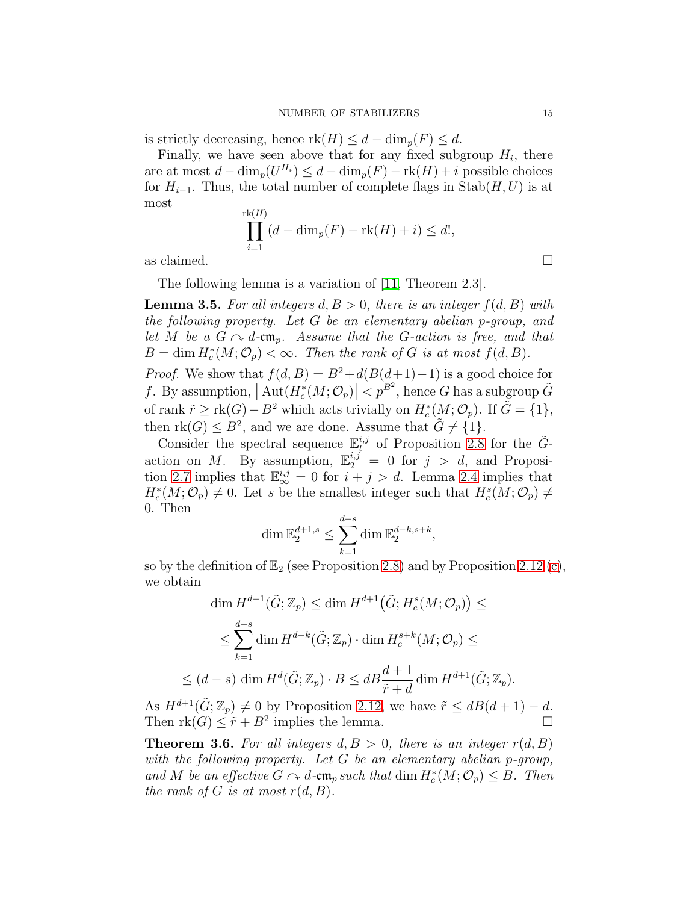is strictly decreasing, hence $\mathrm{rk}(H) \leq d - \dim_p(F) \leq d$.

Finally, we have seen above that for any fixed subgroup $H_i$, there are at most $d - \dim_p(U^{H_i}) \leq d - \dim_p(F) - \mathrm{rk}(H) + i$ possible choices for $H_{i-1}$. Thus, the total number of complete flags in $\mathrm{Stab}(H, U)$ is at most

$$\prod_{i=1}^{\mathrm{rk}(H)} (d - \dim_p(F) - \mathrm{rk}(H) + i) \leq d!,$$

as claimed. $\square$

The following lemma is a variation of [11, Theorem 2.3].

**Lemma 3.5.** *For all integers $d, B > 0$, there is an integer $f(d, B)$ with the following property. Let $G$ be an elementary abelian $p$-group, and let $M$ be a $G \curvearrowright d$-$\mathfrak{cm}_p$. Assume that the $G$-action is free, and that $B = \dim H_c^*(M; \mathcal{O}_p) < \infty$. Then the rank of $G$ is at most $f(d, B)$.*

*Proof.* We show that $f(d, B) = B^2 + d(B(d+1) - 1)$ is a good choice for $f$. By assumption, $\big|\operatorname{Aut}(H_c^*(M; \mathcal{O}_p)\big| < p^{B^2}$, hence $G$ has a subgroup $\tilde{G}$ of rank $\tilde{r} \geq \mathrm{rk}(G) - B^2$ which acts trivially on $H_c^*(M; \mathcal{O}_p)$. If $\tilde{G} = \{1\}$, then $\mathrm{rk}(G) \leq B^2$, and we are done. Assume that $\tilde{G} \neq \{1\}$.

Consider the spectral sequence $\mathbb{E}_t^{i,j}$ of Proposition 2.8 for the $\tilde{G}$-action on $M$. By assumption, $\mathbb{E}_2^{i,j} = 0$ for $j > d$, and Proposition 2.7 implies that $\mathbb{E}_\infty^{i,j} = 0$ for $i + j > d$. Lemma 2.4 implies that $H_c^*(M; \mathcal{O}_p) \neq 0$. Let $s$ be the smallest integer such that $H_c^s(M; \mathcal{O}_p) \neq 0$. Then

$$\dim \mathbb{E}_2^{d+1,s} \leq \sum_{k=1}^{d-s} \dim \mathbb{E}_2^{d-k,s+k},$$

so by the definition of $\mathbb{E}_2$ (see Proposition 2.8) and by Proposition 2.12 (c), we obtain

$$\dim H^{d+1}(\tilde{G}; \mathbb{Z}_p) \leq \dim H^{d+1}\big(\tilde{G}; H_c^s(M; \mathcal{O}_p)\big) \leq$$

$$\leq \sum_{k=1}^{d-s} \dim H^{d-k}(\tilde{G}; \mathbb{Z}_p) \cdot \dim H_c^{s+k}(M; \mathcal{O}_p) \leq$$

$$\leq (d-s)\, \dim H^d(\tilde{G}; \mathbb{Z}_p) \cdot B \leq dB \frac{d+1}{\tilde{r} + d} \dim H^{d+1}(\tilde{G}; \mathbb{Z}_p).$$

As $H^{d+1}(\tilde{G}; \mathbb{Z}_p) \neq 0$ by Proposition 2.12, we have $\tilde{r} \leq dB(d+1) - d$. Then $\mathrm{rk}(G) \leq \tilde{r} + B^2$ implies the lemma. $\square$

**Theorem 3.6.** *For all integers $d, B > 0$, there is an integer $r(d, B)$ with the following property. Let $G$ be an elementary abelian $p$-group, and $M$ be an effective $G \curvearrowright d$-$\mathfrak{cm}_p$ such that $\dim H_c^*(M; \mathcal{O}_p) \leq B$. Then the rank of $G$ is at most $r(d, B)$.*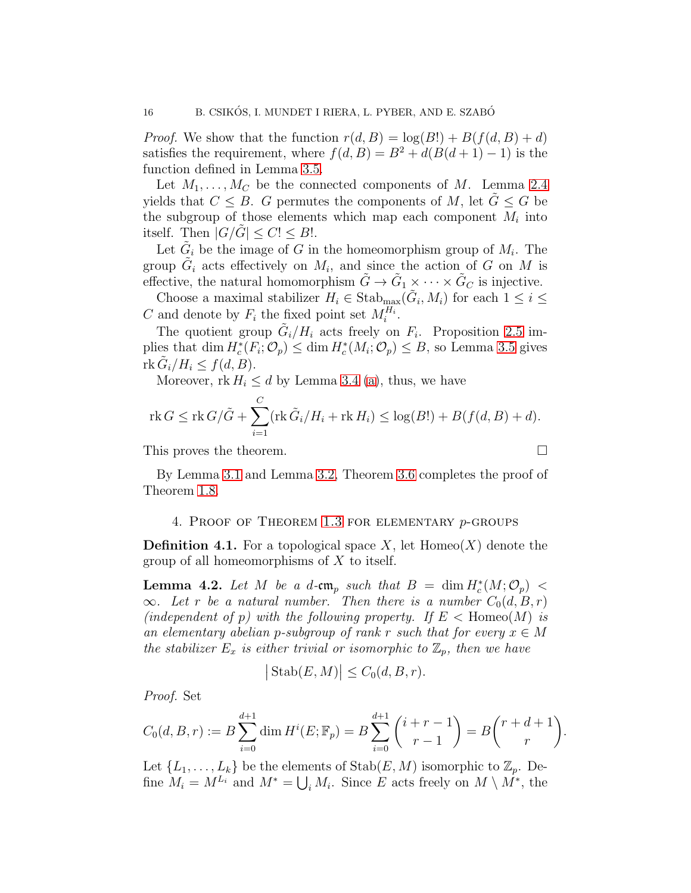*Proof.* We show that the function $r(d, B) = \log(B!) + B(f(d, B) + d)$ satisfies the requirement, where $f(d, B) = B^2 + d(B(d+1) - 1)$ is the function defined in Lemma 3.5.

Let $M_1, \ldots, M_C$ be the connected components of $M$. Lemma 2.4 yields that $C \leq B$. $G$ permutes the components of $M$, let $\tilde{G} \leq G$ be the subgroup of those elements which map each component $M_i$ into itself. Then $|G/\tilde{G}| \leq C! \leq B!$.

Let $\tilde{G}_i$ be the image of $G$ in the homeomorphism group of $M_i$. The group $\tilde{G}_i$ acts effectively on $M_i$, and since the action of $G$ on $M$ is effective, the natural homomorphism $\tilde{G} \to \tilde{G}_1 \times \cdots \times \tilde{G}_C$ is injective.

Choose a maximal stabilizer $H_i \in \mathrm{Stab}_{\max}(\tilde{G}_i, M_i)$ for each $1 \leq i \leq C$ and denote by $F_i$ the fixed point set $M_i^{H_i}$.

The quotient group $\tilde{G}_i/H_i$ acts freely on $F_i$. Proposition 2.5 implies that $\dim H_c^*(F_i; \mathcal{O}_p) \leq \dim H_c^*(M_i; \mathcal{O}_p) \leq B$, so Lemma 3.5 gives $\mathrm{rk}\, \tilde{G}_i/H_i \leq f(d, B)$.

Moreover, $\mathrm{rk}\, H_i \leq d$ by Lemma 3.4 (a), thus, we have

$$\mathrm{rk}\, G \leq \mathrm{rk}\, G/\tilde{G} + \sum_{i=1}^{C} (\mathrm{rk}\, \tilde{G}_i/H_i + \mathrm{rk}\, H_i) \leq \log(B!) + B(f(d, B) + d).$$

This proves the theorem. □

By Lemma 3.1 and Lemma 3.2, Theorem 3.6 completes the proof of Theorem 1.8.

## 4. Proof of Theorem 1.3 for elementary $p$-groups

**Definition 4.1.** For a topological space $X$, let $\mathrm{Homeo}(X)$ denote the group of all homeomorphisms of $X$ to itself.

**Lemma 4.2.** *Let $M$ be a $d$-$\mathfrak{cm}_p$ such that $B = \dim H_c^*(M; \mathcal{O}_p) < \infty$. Let $r$ be a natural number. Then there is a number $C_0(d, B, r)$ (independent of $p$) with the following property. If $E < \mathrm{Homeo}(M)$ is an elementary abelian $p$-subgroup of rank $r$ such that for every $x \in M$ the stabilizer $E_x$ is either trivial or isomorphic to $\mathbb{Z}_p$, then we have*

$$\left| \mathrm{Stab}(E, M) \right| \leq C_0(d, B, r).$$

*Proof.* Set

$$C_0(d, B, r) := B \sum_{i=0}^{d+1} \dim H^i(E; \mathbb{F}_p) = B \sum_{i=0}^{d+1} \binom{i + r - 1}{r - 1} = B \binom{r + d + 1}{r}.$$

Let $\{L_1, \ldots, L_k\}$ be the elements of $\mathrm{Stab}(E, M)$ isomorphic to $\mathbb{Z}_p$. Define $M_i = M^{L_i}$ and $M^* = \bigcup_i M_i$. Since $E$ acts freely on $M \setminus M^*$, the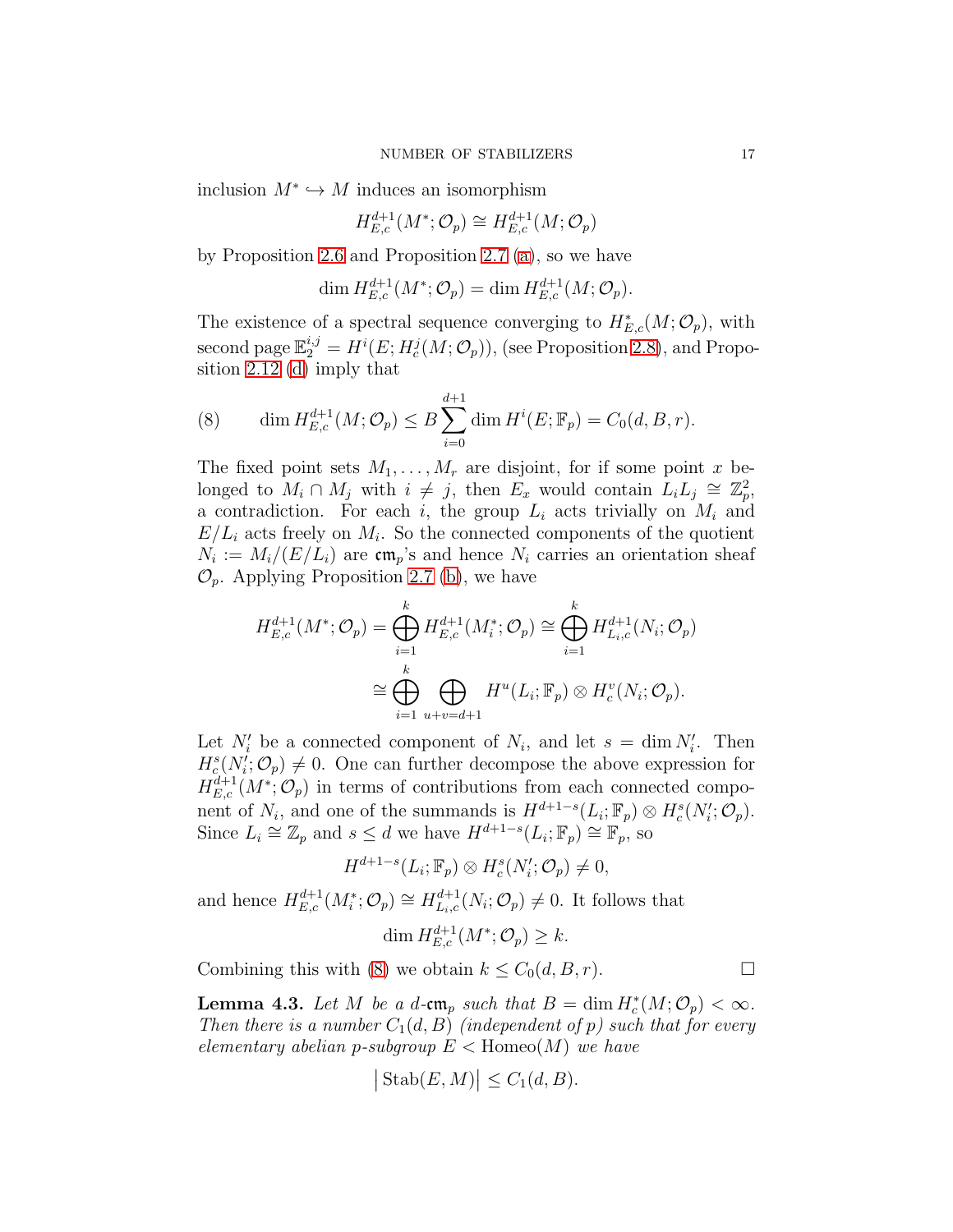inclusion $M^* \hookrightarrow M$ induces an isomorphism

$$H^{d+1}_{E,c}(M^*; \mathcal{O}_p) \cong H^{d+1}_{E,c}(M; \mathcal{O}_p)$$

by Proposition 2.6 and Proposition 2.7 (a), so we have

$$\dim H^{d+1}_{E,c}(M^*; \mathcal{O}_p) = \dim H^{d+1}_{E,c}(M; \mathcal{O}_p).$$

The existence of a spectral sequence converging to $H^*_{E,c}(M; \mathcal{O}_p)$, with second page $\mathbb{E}_2^{i,j} = H^i(E; H^j_c(M; \mathcal{O}_p))$, (see Proposition 2.8), and Proposition 2.12 (d) imply that

$$\dim H^{d+1}_{E,c}(M; \mathcal{O}_p) \leq B \sum_{i=0}^{d+1} \dim H^i(E; \mathbb{F}_p) = C_0(d, B, r). \tag{8}$$

The fixed point sets $M_1, \dots, M_r$ are disjoint, for if some point $x$ belonged to $M_i \cap M_j$ with $i \neq j$, then $E_x$ would contain $L_i L_j \cong \mathbb{Z}_p^2$, a contradiction. For each $i$, the group $L_i$ acts trivially on $M_i$ and $E/L_i$ acts freely on $M_i$. So the connected components of the quotient $N_i := M_i/(E/L_i)$ are $\mathfrak{cm}_p$'s and hence $N_i$ carries an orientation sheaf $\mathcal{O}_p$. Applying Proposition 2.7 (b), we have

$$\begin{aligned} H^{d+1}_{E,c}(M^*; \mathcal{O}_p) = \bigoplus_{i=1}^{k} H^{d+1}_{E,c}(M^*_i; \mathcal{O}_p) &\cong \bigoplus_{i=1}^{k} H^{d+1}_{L_i,c}(N_i; \mathcal{O}_p) \\ &\cong \bigoplus_{i=1}^{k} \bigoplus_{u+v=d+1} H^u(L_i; \mathbb{F}_p) \otimes H^v_c(N_i; \mathcal{O}_p). \end{aligned}$$

Let $N'_i$ be a connected component of $N_i$, and let $s = \dim N'_i$. Then $H^s_c(N'_i; \mathcal{O}_p) \neq 0$. One can further decompose the above expression for $H^{d+1}_{E,c}(M^*; \mathcal{O}_p)$ in terms of contributions from each connected component of $N_i$, and one of the summands is $H^{d+1-s}(L_i; \mathbb{F}_p) \otimes H^s_c(N'_i; \mathcal{O}_p)$. Since $L_i \cong \mathbb{Z}_p$ and $s \leq d$ we have $H^{d+1-s}(L_i; \mathbb{F}_p) \cong \mathbb{F}_p$, so

$$H^{d+1-s}(L_i; \mathbb{F}_p) \otimes H^s_c(N'_i; \mathcal{O}_p) \neq 0,$$

and hence $H^{d+1}_{E,c}(M^*_i; \mathcal{O}_p) \cong H^{d+1}_{L_i,c}(N_i; \mathcal{O}_p) \neq 0$. It follows that

$$\dim H^{d+1}_{E,c}(M^*; \mathcal{O}_p) \geq k.$$

Combining this with (8) we obtain $k \leq C_0(d, B, r)$. $\square$

**Lemma 4.3.** *Let $M$ be a $d$-$\mathfrak{cm}_p$ such that $B = \dim H^*_c(M; \mathcal{O}_p) < \infty$. Then there is a number $C_1(d, B)$ (independent of $p$) such that for every elementary abelian $p$-subgroup $E < \mathrm{Homeo}(M)$ we have*

$$\big|\operatorname{Stab}(E, M)\big| \leq C_1(d, B).$$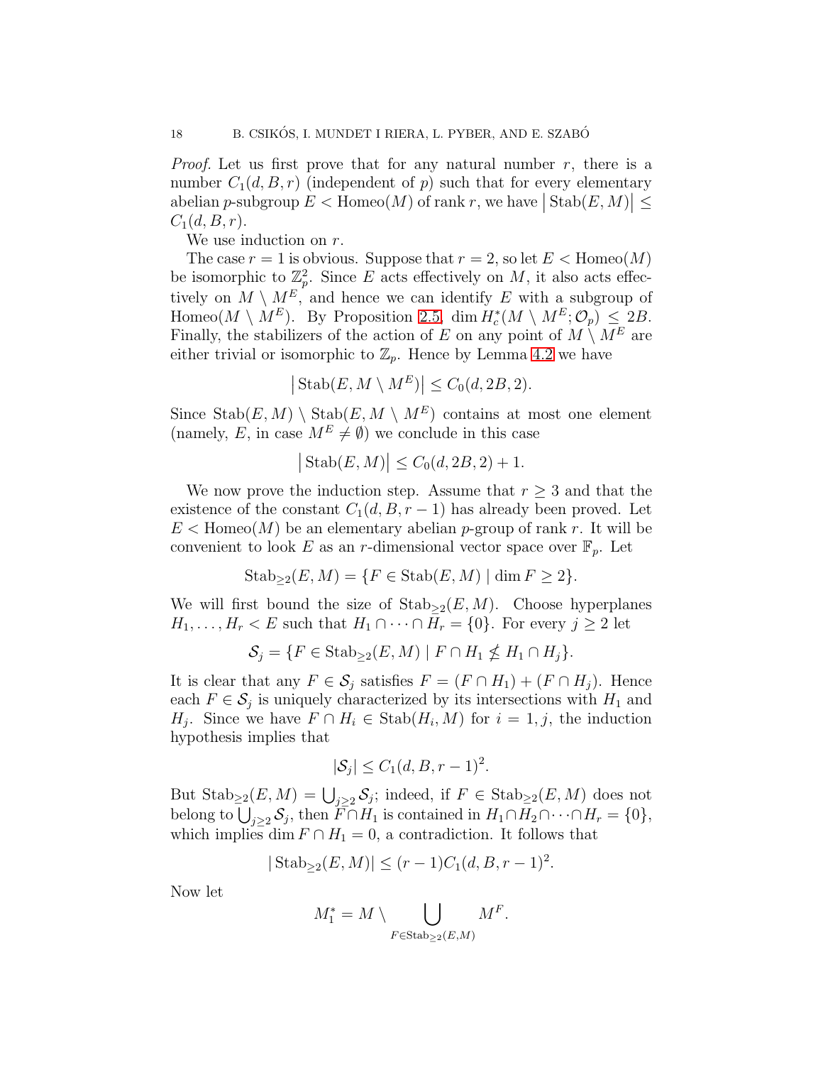*Proof.* Let us first prove that for any natural number $r$, there is a number $C_1(d, B, r)$ (independent of $p$) such that for every elementary abelian $p$-subgroup $E < \mathrm{Homeo}(M)$ of rank $r$, we have $\left|\mathrm{Stab}(E, M)\right| \leq C_1(d, B, r)$.

We use induction on $r$.

The case $r = 1$ is obvious. Suppose that $r = 2$, so let $E < \mathrm{Homeo}(M)$ be isomorphic to $\mathbb{Z}_p^2$. Since $E$ acts effectively on $M$, it also acts effectively on $M \setminus M^E$, and hence we can identify $E$ with a subgroup of $\mathrm{Homeo}(M \setminus M^E)$. By Proposition 2.5, $\dim H_c^*(M \setminus M^E; \mathcal{O}_p) \leq 2B$. Finally, the stabilizers of the action of $E$ on any point of $M \setminus M^E$ are either trivial or isomorphic to $\mathbb{Z}_p$. Hence by Lemma 4.2 we have

$$\left|\mathrm{Stab}(E, M \setminus M^E)\right| \leq C_0(d, 2B, 2).$$

Since $\mathrm{Stab}(E, M) \setminus \mathrm{Stab}(E, M \setminus M^E)$ contains at most one element (namely, $E$, in case $M^E \neq \emptyset$) we conclude in this case

$$\left|\mathrm{Stab}(E, M)\right| \leq C_0(d, 2B, 2) + 1.$$

We now prove the induction step. Assume that $r \geq 3$ and that the existence of the constant $C_1(d, B, r-1)$ has already been proved. Let $E < \mathrm{Homeo}(M)$ be an elementary abelian $p$-group of rank $r$. It will be convenient to look $E$ as an $r$-dimensional vector space over $\mathbb{F}_p$. Let

$$\mathrm{Stab}_{\geq 2}(E, M) = \{F \in \mathrm{Stab}(E, M) \mid \dim F \geq 2\}.$$

We will first bound the size of $\mathrm{Stab}_{\geq 2}(E, M)$. Choose hyperplanes $H_1, \ldots, H_r < E$ such that $H_1 \cap \cdots \cap H_r = \{0\}$. For every $j \geq 2$ let

$$\mathcal{S}_j = \{F \in \mathrm{Stab}_{\geq 2}(E, M) \mid F \cap H_1 \nleq H_1 \cap H_j\}.$$

It is clear that any $F \in \mathcal{S}_j$ satisfies $F = (F \cap H_1) + (F \cap H_j)$. Hence each $F \in \mathcal{S}_j$ is uniquely characterized by its intersections with $H_1$ and $H_j$. Since we have $F \cap H_i \in \mathrm{Stab}(H_i, M)$ for $i = 1, j$, the induction hypothesis implies that

$$|\mathcal{S}_j| \leq C_1(d, B, r-1)^2.$$

But $\mathrm{Stab}_{\geq 2}(E, M) = \bigcup_{j \geq 2} \mathcal{S}_j$; indeed, if $F \in \mathrm{Stab}_{\geq 2}(E, M)$ does not belong to $\bigcup_{j \geq 2} \mathcal{S}_j$, then $F \cap H_1$ is contained in $H_1 \cap H_2 \cap \cdots \cap H_r = \{0\}$, which implies $\dim F \cap H_1 = 0$, a contradiction. It follows that

$$|\mathrm{Stab}_{\geq 2}(E, M)| \leq (r-1) C_1(d, B, r-1)^2.$$

Now let

$$M_1^* = M \setminus \bigcup_{F \in \mathrm{Stab}_{\geq 2}(E,M)} M^F.$$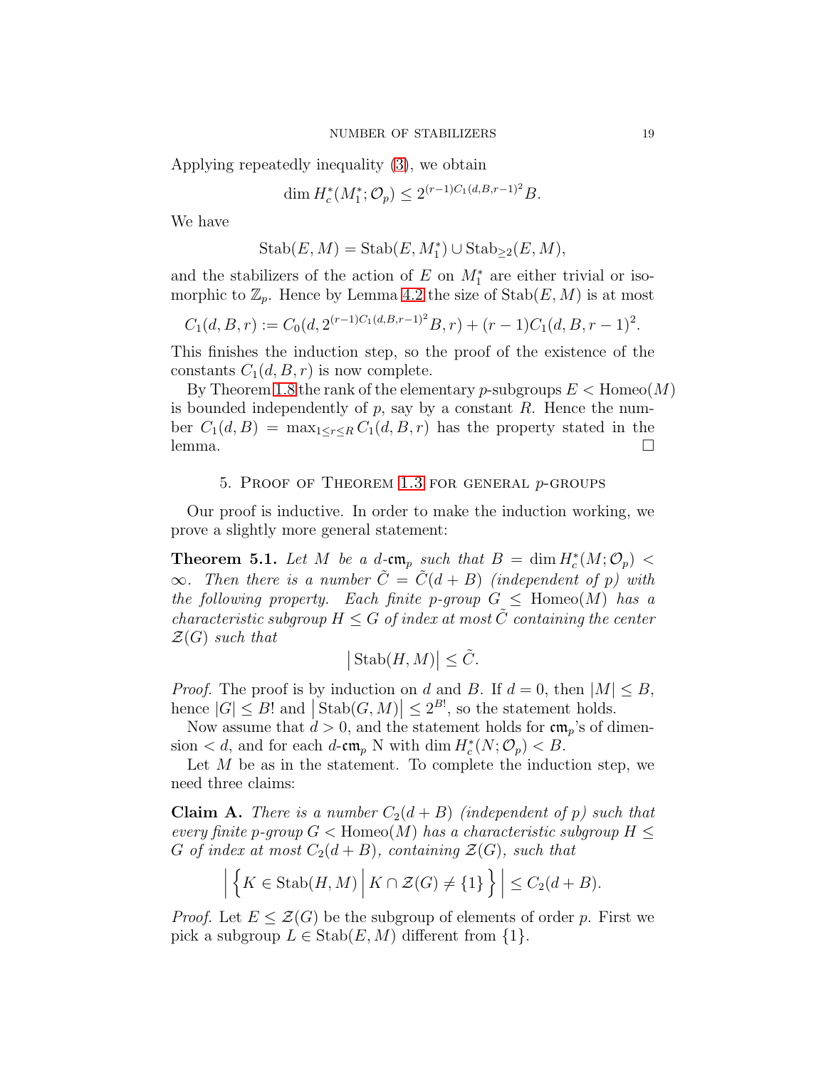Applying repeatedly inequality (3), we obtain

$$\dim H^*_c(M^*_1; \mathcal{O}_p) \leq 2^{(r-1)C_1(d,B,r-1)^2} B.$$

We have

$$\operatorname{Stab}(E, M) = \operatorname{Stab}(E, M^*_1) \cup \operatorname{Stab}_{\geq 2}(E, M),$$

and the stabilizers of the action of $E$ on $M^*_1$ are either trivial or isomorphic to $\mathbb{Z}_p$. Hence by Lemma 4.2 the size of $\operatorname{Stab}(E, M)$ is at most

$$C_1(d, B, r) := C_0(d, 2^{(r-1)C_1(d,B,r-1)^2} B, r) + (r-1)C_1(d, B, r-1)^2.$$

This finishes the induction step, so the proof of the existence of the constants $C_1(d, B, r)$ is now complete.

By Theorem 1.8 the rank of the elementary $p$-subgroups $E < \operatorname{Homeo}(M)$ is bounded independently of $p$, say by a constant $R$. Hence the number $C_1(d, B) = \max_{1 \leq r \leq R} C_1(d, B, r)$ has the property stated in the lemma. □

## 5. Proof of Theorem 1.3 for general $p$-groups

Our proof is inductive. In order to make the induction working, we prove a slightly more general statement:

**Theorem 5.1.** *Let $M$ be a $d$-$\mathfrak{cm}_p$ such that $B = \dim H^*_c(M; \mathcal{O}_p) < \infty$. Then there is a number $\tilde{C} = \tilde{C}(d + B)$ (independent of $p$) with the following property. Each finite $p$-group $G \leq \operatorname{Homeo}(M)$ has a characteristic subgroup $H \leq G$ of index at most $\tilde{C}$ containing the center $\mathcal{Z}(G)$ such that*

$$\big| \operatorname{Stab}(H, M) \big| \leq \tilde{C}.$$

*Proof.* The proof is by induction on $d$ and $B$. If $d = 0$, then $|M| \leq B$, hence $|G| \leq B!$ and $\big|\operatorname{Stab}(G, M)\big| \leq 2^{B!}$, so the statement holds.

Now assume that $d > 0$, and the statement holds for $\mathfrak{cm}_p$'s of dimension $< d$, and for each $d$-$\mathfrak{cm}_p$ N with $\dim H^*_c(N; \mathcal{O}_p) < B$.

Let $M$ be as in the statement. To complete the induction step, we need three claims:

**Claim A.** *There is a number $C_2(d + B)$ (independent of $p$) such that every finite $p$-group $G < \operatorname{Homeo}(M)$ has a characteristic subgroup $H \leq G$ of index at most $C_2(d + B)$, containing $\mathcal{Z}(G)$, such that*

$$\left| \left\{ K \in \operatorname{Stab}(H, M) \;\middle|\; K \cap \mathcal{Z}(G) \neq \{1\} \right\} \right| \leq C_2(d + B).$$

*Proof.* Let $E \leq \mathcal{Z}(G)$ be the subgroup of elements of order $p$. First we pick a subgroup $L \in \operatorname{Stab}(E, M)$ different from $\{1\}$.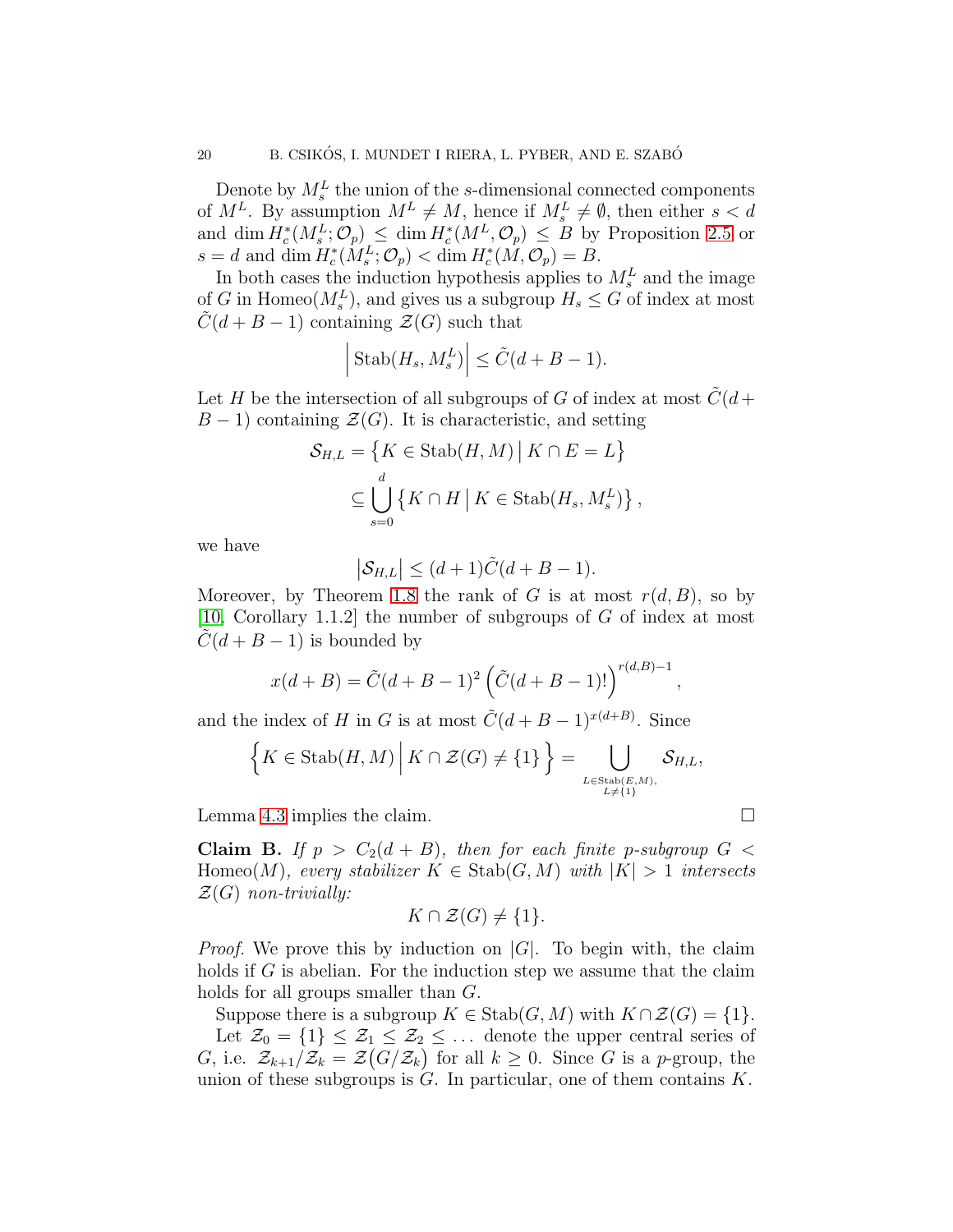Denote by $M^L_s$ the union of the $s$-dimensional connected components of $M^L$. By assumption $M^L \neq M$, hence if $M^L_s \neq \emptyset$, then either $s < d$ and $\dim H^*_c(M^L_s; \mathcal{O}_p) \leq \dim H^*_c(M^L, \mathcal{O}_p) \leq B$ by Proposition 2.5 or $s = d$ and $\dim H^*_c(M^L_s; \mathcal{O}_p) < \dim H^*_c(M, \mathcal{O}_p) = B$.

In both cases the induction hypothesis applies to $M^L_s$ and the image of $G$ in $\mathrm{Homeo}(M^L_s)$, and gives us a subgroup $H_s \leq G$ of index at most $\tilde{C}(d + B - 1)$ containing $\mathcal{Z}(G)$ such that

$$\left| \mathrm{Stab}(H_s, M^L_s) \right| \leq \tilde{C}(d + B - 1).$$

Let $H$ be the intersection of all subgroups of $G$ of index at most $\tilde{C}(d + B - 1)$ containing $\mathcal{Z}(G)$. It is characteristic, and setting

$$\begin{aligned} \mathcal{S}_{H,L} &= \left\{ K \in \mathrm{Stab}(H, M) \,\middle|\, K \cap E = L \right\} \\ &\subseteq \bigcup_{s=0}^{d} \left\{ K \cap H \,\middle|\, K \in \mathrm{Stab}(H_s, M^L_s) \right\}, \end{aligned}$$

we have

$$\left| \mathcal{S}_{H,L} \right| \leq (d + 1)\tilde{C}(d + B - 1).$$

Moreover, by Theorem 1.8 the rank of $G$ is at most $r(d, B)$, so by [10, Corollary 1.1.2] the number of subgroups of $G$ of index at most $\tilde{C}(d + B - 1)$ is bounded by

$$x(d + B) = \tilde{C}(d + B - 1)^2 \left( \tilde{C}(d + B - 1)! \right)^{r(d,B)-1},$$

and the index of $H$ in $G$ is at most $\tilde{C}(d + B - 1)^{x(d+B)}$. Since

$$\left\{ K \in \mathrm{Stab}(H, M) \,\middle|\, K \cap \mathcal{Z}(G) \neq \{1\} \right\} = \bigcup_{\substack{L \in \mathrm{Stab}(E,M), \\ L \neq \{1\}}} \mathcal{S}_{H,L},$$

Lemma 4.3 implies the claim. $\square$

**Claim B.** *If $p > C_2(d + B)$, then for each finite $p$-subgroup $G < \mathrm{Homeo}(M)$, every stabilizer $K \in \mathrm{Stab}(G, M)$ with $|K| > 1$ intersects $\mathcal{Z}(G)$ non-trivially:*

$$K \cap \mathcal{Z}(G) \neq \{1\}.$$

*Proof.* We prove this by induction on $|G|$. To begin with, the claim holds if $G$ is abelian. For the induction step we assume that the claim holds for all groups smaller than $G$.

Suppose there is a subgroup $K \in \mathrm{Stab}(G, M)$ with $K \cap \mathcal{Z}(G) = \{1\}$.

Let $\mathcal{Z}_0 = \{1\} \leq \mathcal{Z}_1 \leq \mathcal{Z}_2 \leq \ldots$ denote the upper central series of $G$, i.e. $\mathcal{Z}_{k+1}/\mathcal{Z}_k = \mathcal{Z}\big(G/\mathcal{Z}_k\big)$ for all $k \geq 0$. Since $G$ is a $p$-group, the union of these subgroups is $G$. In particular, one of them contains $K$.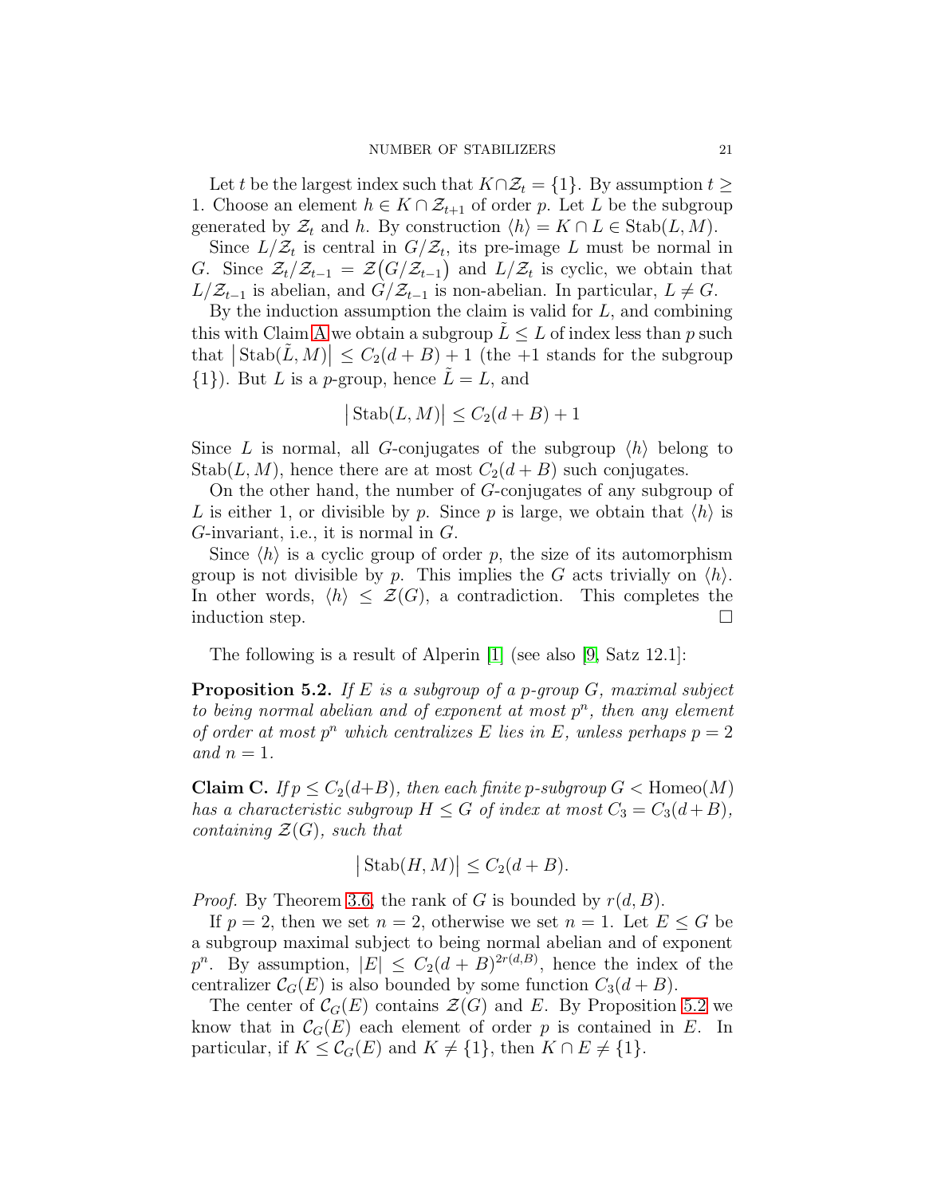Let $t$ be the largest index such that $K \cap \mathcal{Z}_t = \{1\}$. By assumption $t \geq 1$. Choose an element $h \in K \cap \mathcal{Z}_{t+1}$ of order $p$. Let $L$ be the subgroup generated by $\mathcal{Z}_t$ and $h$. By construction $\langle h \rangle = K \cap L \in \mathrm{Stab}(L, M)$.

Since $L/\mathcal{Z}_t$ is central in $G/\mathcal{Z}_t$, its pre-image $L$ must be normal in $G$. Since $\mathcal{Z}_t/\mathcal{Z}_{t-1} = \mathcal{Z}\big(G/\mathcal{Z}_{t-1}\big)$ and $L/\mathcal{Z}_t$ is cyclic, we obtain that $L/\mathcal{Z}_{t-1}$ is abelian, and $G/\mathcal{Z}_{t-1}$ is non-abelian. In particular, $L \neq G$.

By the induction assumption the claim is valid for $L$, and combining this with Claim A we obtain a subgroup $\tilde{L} \leq L$ of index less than $p$ such that $\big|\mathrm{Stab}(\tilde{L}, M)\big| \leq C_2(d+B) + 1$ (the $+1$ stands for the subgroup $\{1\}$). But $L$ is a $p$-group, hence $\tilde{L} = L$, and

$$\big|\mathrm{Stab}(L, M)\big| \leq C_2(d+B) + 1$$

Since $L$ is normal, all $G$-conjugates of the subgroup $\langle h \rangle$ belong to $\mathrm{Stab}(L, M)$, hence there are at most $C_2(d+B)$ such conjugates.

On the other hand, the number of $G$-conjugates of any subgroup of $L$ is either 1, or divisible by $p$. Since $p$ is large, we obtain that $\langle h \rangle$ is $G$-invariant, i.e., it is normal in $G$.

Since $\langle h \rangle$ is a cyclic group of order $p$, the size of its automorphism group is not divisible by $p$. This implies the $G$ acts trivially on $\langle h \rangle$. In other words, $\langle h \rangle \leq \mathcal{Z}(G)$, a contradiction. This completes the induction step. ∎

The following is a result of Alperin [1] (see also [9, Satz 12.1]:

**Proposition 5.2.** *If $E$ is a subgroup of a $p$-group $G$, maximal subject to being normal abelian and of exponent at most $p^n$, then any element of order at most $p^n$ which centralizes $E$ lies in $E$, unless perhaps $p = 2$ and $n = 1$.*

**Claim C.** *If $p \leq C_2(d+B)$, then each finite $p$-subgroup $G < \mathrm{Homeo}(M)$ has a characteristic subgroup $H \leq G$ of index at most $C_3 = C_3(d+B)$, containing $\mathcal{Z}(G)$, such that*

$$\big|\mathrm{Stab}(H, M)\big| \leq C_2(d+B).$$

*Proof.* By Theorem 3.6, the rank of $G$ is bounded by $r(d, B)$.

If $p = 2$, then we set $n = 2$, otherwise we set $n = 1$. Let $E \leq G$ be a subgroup maximal subject to being normal abelian and of exponent $p^n$. By assumption, $|E| \leq C_2(d+B)^{2r(d,B)}$, hence the index of the centralizer $\mathcal{C}_G(E)$ is also bounded by some function $C_3(d+B)$.

The center of $\mathcal{C}_G(E)$ contains $\mathcal{Z}(G)$ and $E$. By Proposition 5.2 we know that in $\mathcal{C}_G(E)$ each element of order $p$ is contained in $E$. In particular, if $K \leq \mathcal{C}_G(E)$ and $K \neq \{1\}$, then $K \cap E \neq \{1\}$.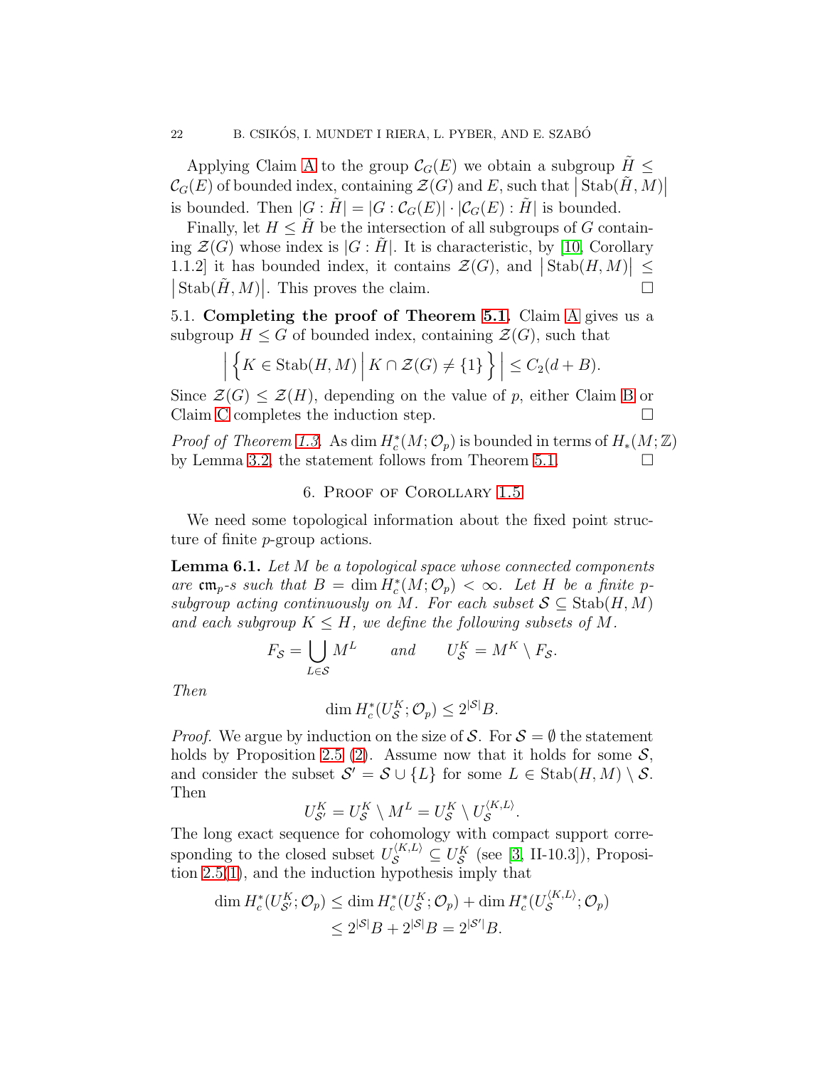Applying Claim A to the group $\mathcal{C}_G(E)$ we obtain a subgroup $\tilde{H} \leq \mathcal{C}_G(E)$ of bounded index, containing $\mathcal{Z}(G)$ and $E$, such that $\left|\operatorname{Stab}(\tilde{H}, M)\right|$ is bounded. Then $|G : \tilde{H}| = |G : \mathcal{C}_G(E)| \cdot |\mathcal{C}_G(E) : \tilde{H}|$ is bounded.

Finally, let $H \leq \tilde{H}$ be the intersection of all subgroups of $G$ containing $\mathcal{Z}(G)$ whose index is $|G : \tilde{H}|$. It is characteristic, by [10, Corollary 1.1.2] it has bounded index, it contains $\mathcal{Z}(G)$, and $\left|\operatorname{Stab}(H, M)\right| \leq \left|\operatorname{Stab}(\tilde{H}, M)\right|$. This proves the claim. $\square$

5.1. **Completing the proof of Theorem 5.1.** Claim A gives us a subgroup $H \leq G$ of bounded index, containing $\mathcal{Z}(G)$, such that

$$\left| \left\{ K \in \operatorname{Stab}(H, M) \,\middle|\, K \cap \mathcal{Z}(G) \neq \{1\} \right\} \right| \leq C_2(d + B).$$

Since $\mathcal{Z}(G) \leq \mathcal{Z}(H)$, depending on the value of $p$, either Claim B or Claim C completes the induction step. $\square$

*Proof of Theorem 1.3.* As $\dim H_c^*(M; \mathcal{O}_p)$ is bounded in terms of $H_*(M; \mathbb{Z})$ by Lemma 3.2, the statement follows from Theorem 5.1. $\square$

## 6. Proof of Corollary 1.5

We need some topological information about the fixed point structure of finite $p$-group actions.

**Lemma 6.1.** *Let $M$ be a topological space whose connected components are $\mathfrak{cm}_p$-s such that $B = \dim H_c^*(M; \mathcal{O}_p) < \infty$. Let $H$ be a finite $p$-subgroup acting continuously on $M$. For each subset $\mathcal{S} \subseteq \operatorname{Stab}(H, M)$ and each subgroup $K \leq H$, we define the following subsets of $M$.*

$$F_{\mathcal{S}} = \bigcup_{L \in \mathcal{S}} M^L \qquad \text{and} \qquad U_{\mathcal{S}}^K = M^K \setminus F_{\mathcal{S}}.$$

*Then*

$$\dim H_c^*(U_{\mathcal{S}}^K; \mathcal{O}_p) \leq 2^{|\mathcal{S}|} B.$$

*Proof.* We argue by induction on the size of $\mathcal{S}$. For $\mathcal{S} = \emptyset$ the statement holds by Proposition 2.5 (2). Assume now that it holds for some $\mathcal{S}$, and consider the subset $\mathcal{S}' = \mathcal{S} \cup \{L\}$ for some $L \in \operatorname{Stab}(H, M) \setminus \mathcal{S}$. Then

$$U_{\mathcal{S}'}^K = U_{\mathcal{S}}^K \setminus M^L = U_{\mathcal{S}}^K \setminus U_{\mathcal{S}}^{\langle K, L\rangle}.$$

The long exact sequence for cohomology with compact support corresponding to the closed subset $U_{\mathcal{S}}^{\langle K, L\rangle} \subseteq U_{\mathcal{S}}^K$ (see [3, II-10.3]), Proposition 2.5(1), and the induction hypothesis imply that

$$\begin{aligned}
\dim H_c^*(U_{\mathcal{S}'}^K; \mathcal{O}_p) &\leq \dim H_c^*(U_{\mathcal{S}}^K; \mathcal{O}_p) + \dim H_c^*(U_{\mathcal{S}}^{\langle K, L\rangle}; \mathcal{O}_p) \\
&\leq 2^{|\mathcal{S}|} B + 2^{|\mathcal{S}|} B = 2^{|\mathcal{S}'|} B.
\end{aligned}$$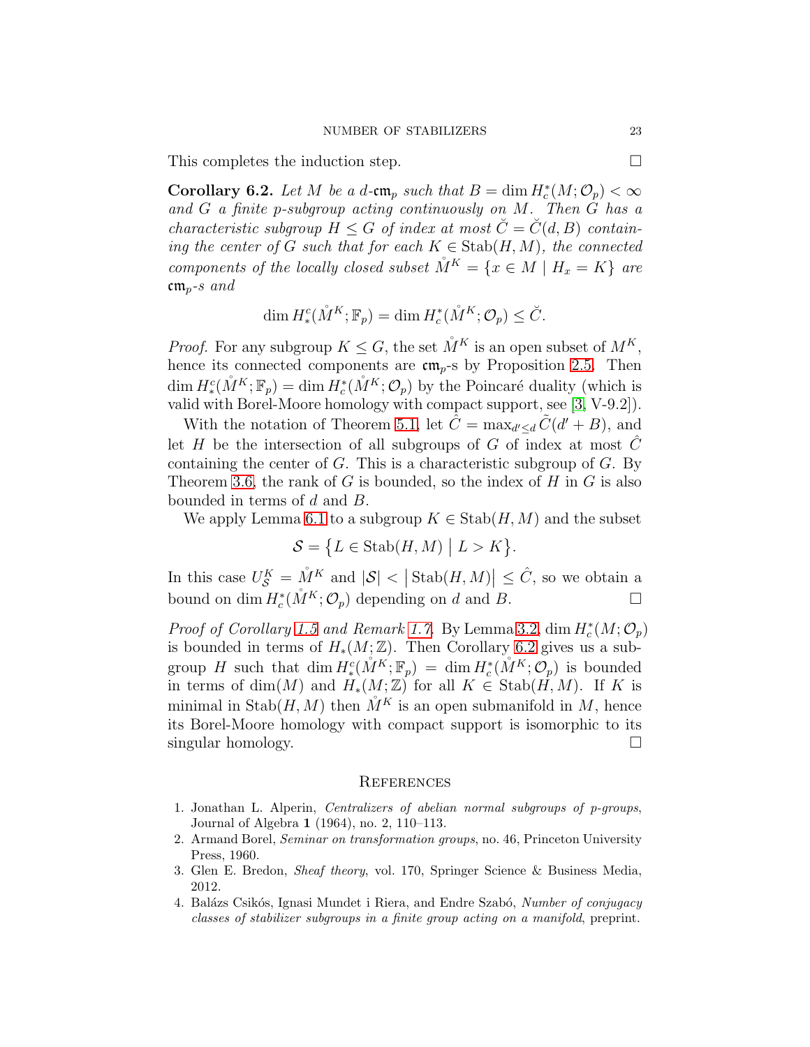This completes the induction step. ☐

**Corollary 6.2.** *Let $M$ be a $d$-$\mathfrak{cm}_p$ such that $B = \dim H_c^*(M; \mathcal{O}_p) < \infty$ and $G$ a finite $p$-subgroup acting continuously on $M$. Then $G$ has a characteristic subgroup $H \leq G$ of index at most $\breve{C} = \breve{C}(d, B)$ containing the center of $G$ such that for each $K \in \mathrm{Stab}(H, M)$, the connected components of the locally closed subset $\mathring{M}^K = \{x \in M \mid H_x = K\}$ are $\mathfrak{cm}_p$-s and*

$$\dim H_*^c(\mathring{M}^K; \mathbb{F}_p) = \dim H_c^*(\mathring{M}^K; \mathcal{O}_p) \leq \breve{C}.$$

*Proof.* For any subgroup $K \leq G$, the set $\mathring{M}^K$ is an open subset of $M^K$, hence its connected components are $\mathfrak{cm}_p$-s by Proposition 2.5. Then $\dim H_*^c(\mathring{M}^K; \mathbb{F}_p) = \dim H_c^*(\mathring{M}^K; \mathcal{O}_p)$ by the Poincaré duality (which is valid with Borel-Moore homology with compact support, see [3, V-9.2]).

With the notation of Theorem 5.1, let $\hat{C} = \max_{d' \leq d} \tilde{C}(d' + B)$, and let $H$ be the intersection of all subgroups of $G$ of index at most $\hat{C}$ containing the center of $G$. This is a characteristic subgroup of $G$. By Theorem 3.6, the rank of $G$ is bounded, so the index of $H$ in $G$ is also bounded in terms of $d$ and $B$.

We apply Lemma 6.1 to a subgroup $K \in \mathrm{Stab}(H, M)$ and the subset

$$\mathcal{S} = \{L \in \mathrm{Stab}(H, M) \mid L > K\}.$$

In this case $U_{\mathcal{S}}^K = \mathring{M}^K$ and $|\mathcal{S}| < |\mathrm{Stab}(H, M)| \leq \hat{C}$, so we obtain a bound on $\dim H_c^*(\mathring{M}^K; \mathcal{O}_p)$ depending on $d$ and $B$. ☐

*Proof of Corollary 1.5 and Remark 1.7.* By Lemma 3.2, $\dim H_c^*(M; \mathcal{O}_p)$ is bounded in terms of $H_*(M; \mathbb{Z})$. Then Corollary 6.2 gives us a subgroup $H$ such that $\dim H_*^c(\mathring{M}^K; \mathbb{F}_p) = \dim H_c^*(\mathring{M}^K; \mathcal{O}_p)$ is bounded in terms of $\dim(M)$ and $H_*(M; \mathbb{Z})$ for all $K \in \mathrm{Stab}(H, M)$. If $K$ is minimal in $\mathrm{Stab}(H, M)$ then $\mathring{M}^K$ is an open submanifold in $M$, hence its Borel-Moore homology with compact support is isomorphic to its singular homology. ☐

## References

1. Jonathan L. Alperin, *Centralizers of abelian normal subgroups of p-groups*, Journal of Algebra **1** (1964), no. 2, 110–113.
2. Armand Borel, *Seminar on transformation groups*, no. 46, Princeton University Press, 1960.
3. Glen E. Bredon, *Sheaf theory*, vol. 170, Springer Science & Business Media, 2012.
4. Balázs Csikós, Ignasi Mundet i Riera, and Endre Szabó, *Number of conjugacy classes of stabilizer subgroups in a finite group acting on a manifold*, preprint.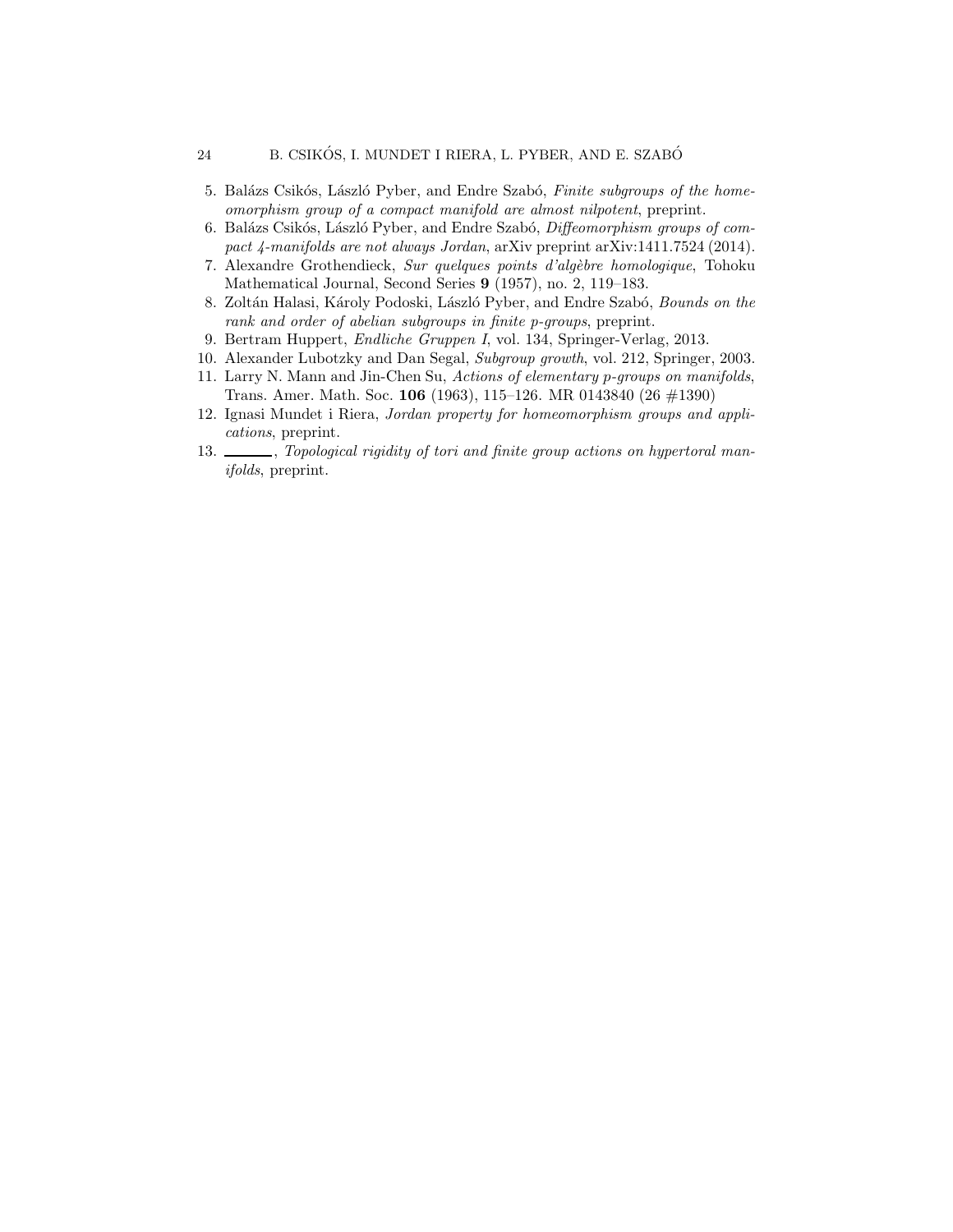5. Balázs Csikós, László Pyber, and Endre Szabó, *Finite subgroups of the homeomorphism group of a compact manifold are almost nilpotent*, preprint.
6. Balázs Csikós, László Pyber, and Endre Szabó, *Diffeomorphism groups of compact 4-manifolds are not always Jordan*, arXiv preprint arXiv:1411.7524 (2014).
7. Alexandre Grothendieck, *Sur quelques points d'algèbre homologique*, Tohoku Mathematical Journal, Second Series **9** (1957), no. 2, 119–183.
8. Zoltán Halasi, Károly Podoski, László Pyber, and Endre Szabó, *Bounds on the rank and order of abelian subgroups in finite p-groups*, preprint.
9. Bertram Huppert, *Endliche Gruppen I*, vol. 134, Springer-Verlag, 2013.
10. Alexander Lubotzky and Dan Segal, *Subgroup growth*, vol. 212, Springer, 2003.
11. Larry N. Mann and Jin-Chen Su, *Actions of elementary p-groups on manifolds*, Trans. Amer. Math. Soc. **106** (1963), 115–126. MR 0143840 (26 #1390)
12. Ignasi Mundet i Riera, *Jordan property for homeomorphism groups and applications*, preprint.
13. ———, *Topological rigidity of tori and finite group actions on hypertoral manifolds*, preprint.